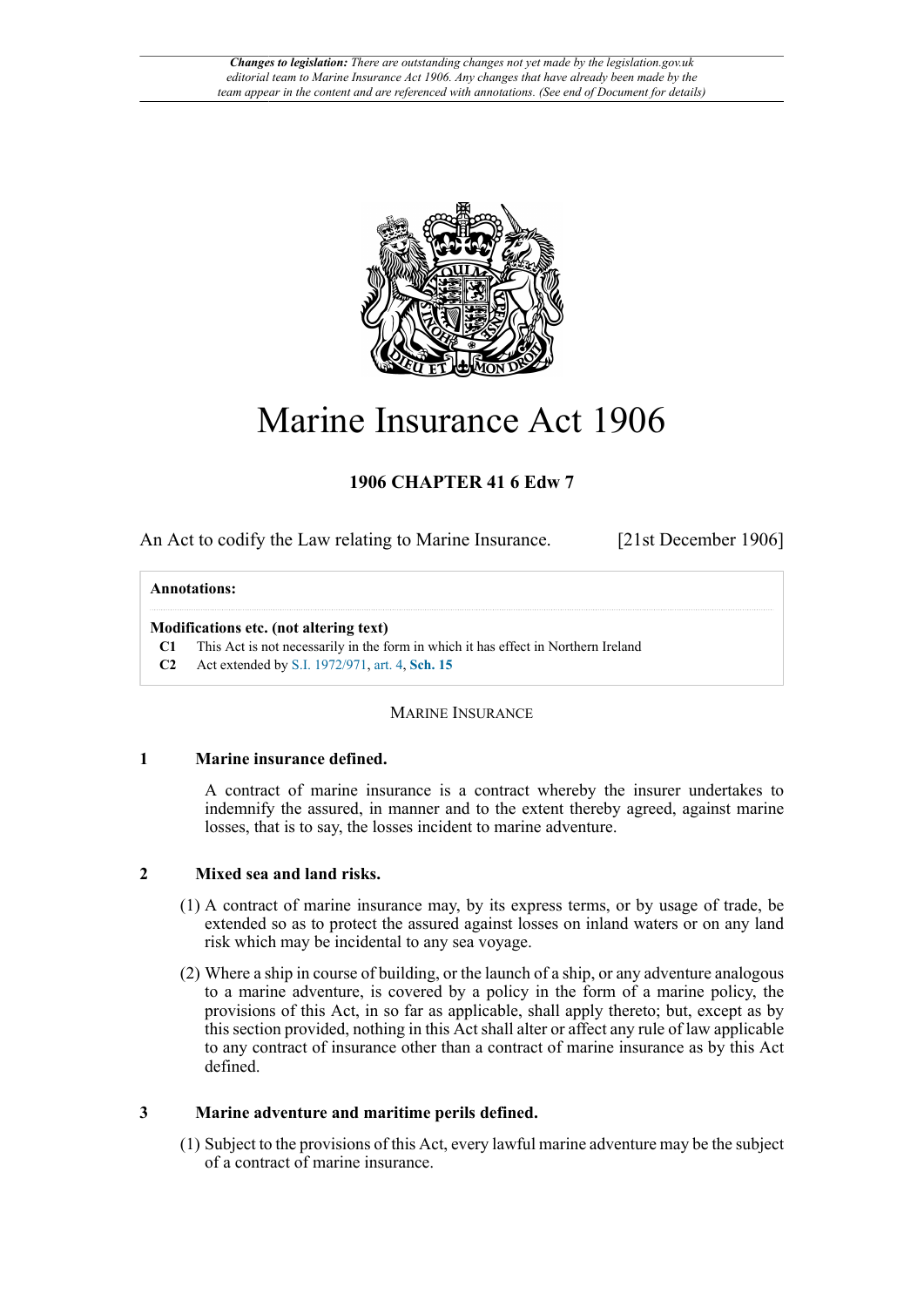*Changes to legislation: There are outstanding changes not yet made by the legislation.gov.uk editorial team to Marine Insurance Act 1906. Any changes that have already been made by the team appear in the content and are referenced with annotations. (See end of Document for details)*

# Marine Insurance Act 1906

## 1906 CHAPTER 41 6 Edw 7

An Act to codify the Law relating to Marine Insurance. [21st December 1906]

**Annotations:**

**Modifications etc. (not altering text)**

**C1** This Act is not necessarily in the form in which it has effect in Northern Ireland

**C2** Act extended by S.I. 1972/971, art. 4, **Sch. 15**

MARINE INSURANCE

### 1 Marine insurance defined.

A contract of marine insurance is a contract whereby the insurer undertakes to indemnify the assured, in manner and to the extent thereby agreed, against marine losses, that is to say, the losses incident to marine adventure.

### 2 Mixed sea and land risks.

(1) A contract of marine insurance may, by its express terms, or by usage of trade, be extended so as to protect the assured against losses on inland waters or on any land risk which may be incidental to any sea voyage.

(2) Where a ship in course of building, or the launch of a ship, or any adventure analogous to a marine adventure, is covered by a policy in the form of a marine policy, the provisions of this Act, in so far as applicable, shall apply thereto; but, except as by this section provided, nothing in this Act shall alter or affect any rule of law applicable to any contract of insurance other than a contract of marine insurance as by this Act defined.

### 3 Marine adventure and maritime perils defined.

(1) Subject to the provisions of this Act, every lawful marine adventure may be the subject of a contract of marine insurance.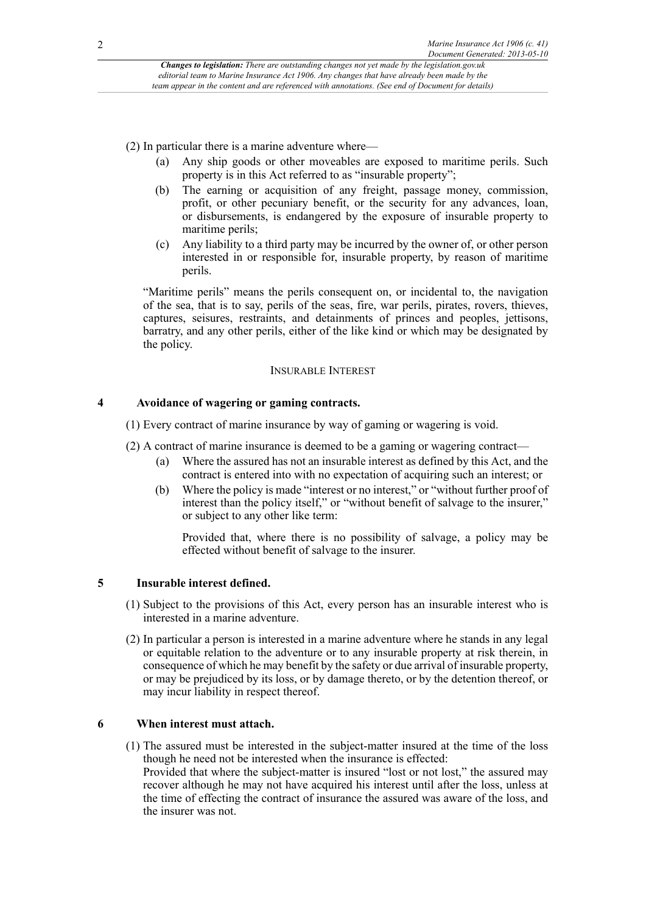(2) In particular there is a marine adventure where—

- (a) Any ship goods or other moveables are exposed to maritime perils. Such property is in this Act referred to as "insurable property";
- (b) The earning or acquisition of any freight, passage money, commission, profit, or other pecuniary benefit, or the security for any advances, loan, or disbursements, is endangered by the exposure of insurable property to maritime perils;
- (c) Any liability to a third party may be incurred by the owner of, or other person interested in or responsible for, insurable property, by reason of maritime perils.

"Maritime perils" means the perils consequent on, or incidental to, the navigation of the sea, that is to say, perils of the seas, fire, war perils, pirates, rovers, thieves, captures, seisures, restraints, and detainments of princes and peoples, jettisons, barratry, and any other perils, either of the like kind or which may be designated by the policy.

## Insurable Interest

### 4 Avoidance of wagering or gaming contracts.

(1) Every contract of marine insurance by way of gaming or wagering is void.

(2) A contract of marine insurance is deemed to be a gaming or wagering contract—

- (a) Where the assured has not an insurable interest as defined by this Act, and the contract is entered into with no expectation of acquiring such an interest; or
- (b) Where the policy is made "interest or no interest," or "without further proof of interest than the policy itself," or "without benefit of salvage to the insurer," or subject to any other like term:

  Provided that, where there is no possibility of salvage, a policy may be effected without benefit of salvage to the insurer.

### 5 Insurable interest defined.

(1) Subject to the provisions of this Act, every person has an insurable interest who is interested in a marine adventure.

(2) In particular a person is interested in a marine adventure where he stands in any legal or equitable relation to the adventure or to any insurable property at risk therein, in consequence of which he may benefit by the safety or due arrival of insurable property, or may be prejudiced by its loss, or by damage thereto, or by the detention thereof, or may incur liability in respect thereof.

### 6 When interest must attach.

(1) The assured must be interested in the subject-matter insured at the time of the loss though he need not be interested when the insurance is effected:
Provided that where the subject-matter is insured "lost or not lost," the assured may recover although he may not have acquired his interest until after the loss, unless at the time of effecting the contract of insurance the assured was aware of the loss, and the insurer was not.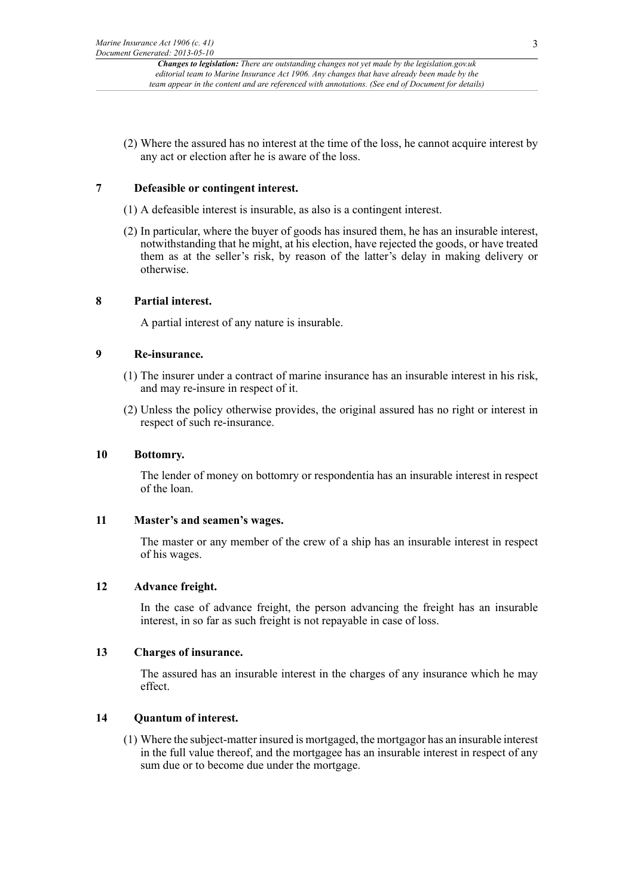(2) Where the assured has no interest at the time of the loss, he cannot acquire interest by any act or election after he is aware of the loss.

### 7 Defeasible or contingent interest.

(1) A defeasible interest is insurable, as also is a contingent interest.

(2) In particular, where the buyer of goods has insured them, he has an insurable interest, notwithstanding that he might, at his election, have rejected the goods, or have treated them as at the seller's risk, by reason of the latter's delay in making delivery or otherwise.

### 8 Partial interest.

A partial interest of any nature is insurable.

### 9 Re-insurance.

(1) The insurer under a contract of marine insurance has an insurable interest in his risk, and may re-insure in respect of it.

(2) Unless the policy otherwise provides, the original assured has no right or interest in respect of such re-insurance.

### 10 Bottomry.

The lender of money on bottomry or respondentia has an insurable interest in respect of the loan.

### 11 Master's and seamen's wages.

The master or any member of the crew of a ship has an insurable interest in respect of his wages.

### 12 Advance freight.

In the case of advance freight, the person advancing the freight has an insurable interest, in so far as such freight is not repayable in case of loss.

### 13 Charges of insurance.

The assured has an insurable interest in the charges of any insurance which he may effect.

### 14 Quantum of interest.

(1) Where the subject-matter insured is mortgaged, the mortgagor has an insurable interest in the full value thereof, and the mortgagee has an insurable interest in respect of any sum due or to become due under the mortgage.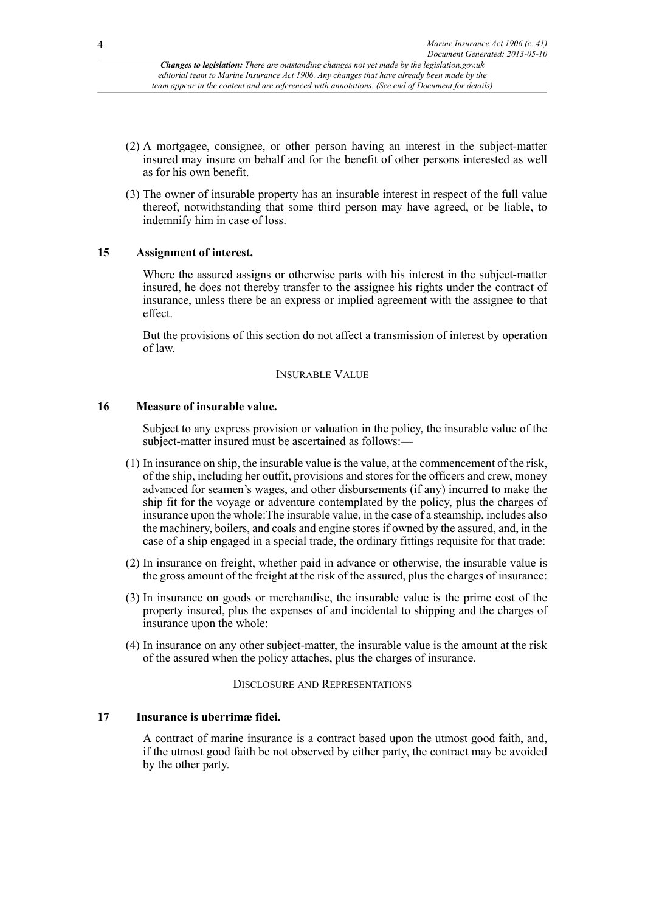(2) A mortgagee, consignee, or other person having an interest in the subject-matter insured may insure on behalf and for the benefit of other persons interested as well as for his own benefit.

(3) The owner of insurable property has an insurable interest in respect of the full value thereof, notwithstanding that some third person may have agreed, or be liable, to indemnify him in case of loss.

### 15 Assignment of interest.

Where the assured assigns or otherwise parts with his interest in the subject-matter insured, he does not thereby transfer to the assignee his rights under the contract of insurance, unless there be an express or implied agreement with the assignee to that effect.

But the provisions of this section do not affect a transmission of interest by operation of law.

## Insurable Value

### 16 Measure of insurable value.

Subject to any express provision or valuation in the policy, the insurable value of the subject-matter insured must be ascertained as follows:—

(1) In insurance on ship, the insurable value is the value, at the commencement of the risk, of the ship, including her outfit, provisions and stores for the officers and crew, money advanced for seamen's wages, and other disbursements (if any) incurred to make the ship fit for the voyage or adventure contemplated by the policy, plus the charges of insurance upon the whole:The insurable value, in the case of a steamship, includes also the machinery, boilers, and coals and engine stores if owned by the assured, and, in the case of a ship engaged in a special trade, the ordinary fittings requisite for that trade:

(2) In insurance on freight, whether paid in advance or otherwise, the insurable value is the gross amount of the freight at the risk of the assured, plus the charges of insurance:

(3) In insurance on goods or merchandise, the insurable value is the prime cost of the property insured, plus the expenses of and incidental to shipping and the charges of insurance upon the whole:

(4) In insurance on any other subject-matter, the insurable value is the amount at the risk of the assured when the policy attaches, plus the charges of insurance.

## Disclosure and Representations

### 17 Insurance is uberrimæ fidei.

A contract of marine insurance is a contract based upon the utmost good faith, and, if the utmost good faith be not observed by either party, the contract may be avoided by the other party.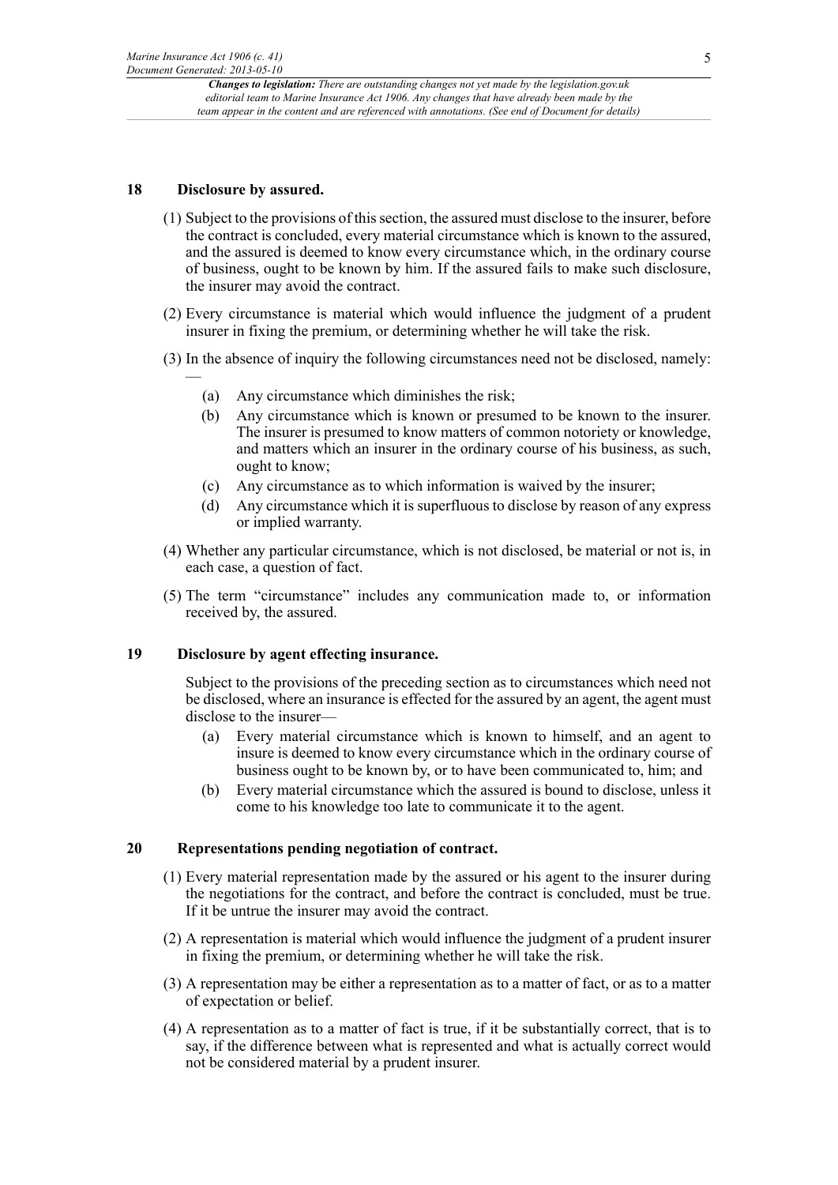## 18 Disclosure by assured.

(1) Subject to the provisions of this section, the assured must disclose to the insurer, before the contract is concluded, every material circumstance which is known to the assured, and the assured is deemed to know every circumstance which, in the ordinary course of business, ought to be known by him. If the assured fails to make such disclosure, the insurer may avoid the contract.

(2) Every circumstance is material which would influence the judgment of a prudent insurer in fixing the premium, or determining whether he will take the risk.

(3) In the absence of inquiry the following circumstances need not be disclosed, namely:—

(a) Any circumstance which diminishes the risk;

(b) Any circumstance which is known or presumed to be known to the insurer. The insurer is presumed to know matters of common notoriety or knowledge, and matters which an insurer in the ordinary course of his business, as such, ought to know;

(c) Any circumstance as to which information is waived by the insurer;

(d) Any circumstance which it is superfluous to disclose by reason of any express or implied warranty.

(4) Whether any particular circumstance, which is not disclosed, be material or not is, in each case, a question of fact.

(5) The term "circumstance" includes any communication made to, or information received by, the assured.

## 19 Disclosure by agent effecting insurance.

Subject to the provisions of the preceding section as to circumstances which need not be disclosed, where an insurance is effected for the assured by an agent, the agent must disclose to the insurer—

(a) Every material circumstance which is known to himself, and an agent to insure is deemed to know every circumstance which in the ordinary course of business ought to be known by, or to have been communicated to, him; and

(b) Every material circumstance which the assured is bound to disclose, unless it come to his knowledge too late to communicate it to the agent.

## 20 Representations pending negotiation of contract.

(1) Every material representation made by the assured or his agent to the insurer during the negotiations for the contract, and before the contract is concluded, must be true. If it be untrue the insurer may avoid the contract.

(2) A representation is material which would influence the judgment of a prudent insurer in fixing the premium, or determining whether he will take the risk.

(3) A representation may be either a representation as to a matter of fact, or as to a matter of expectation or belief.

(4) A representation as to a matter of fact is true, if it be substantially correct, that is to say, if the difference between what is represented and what is actually correct would not be considered material by a prudent insurer.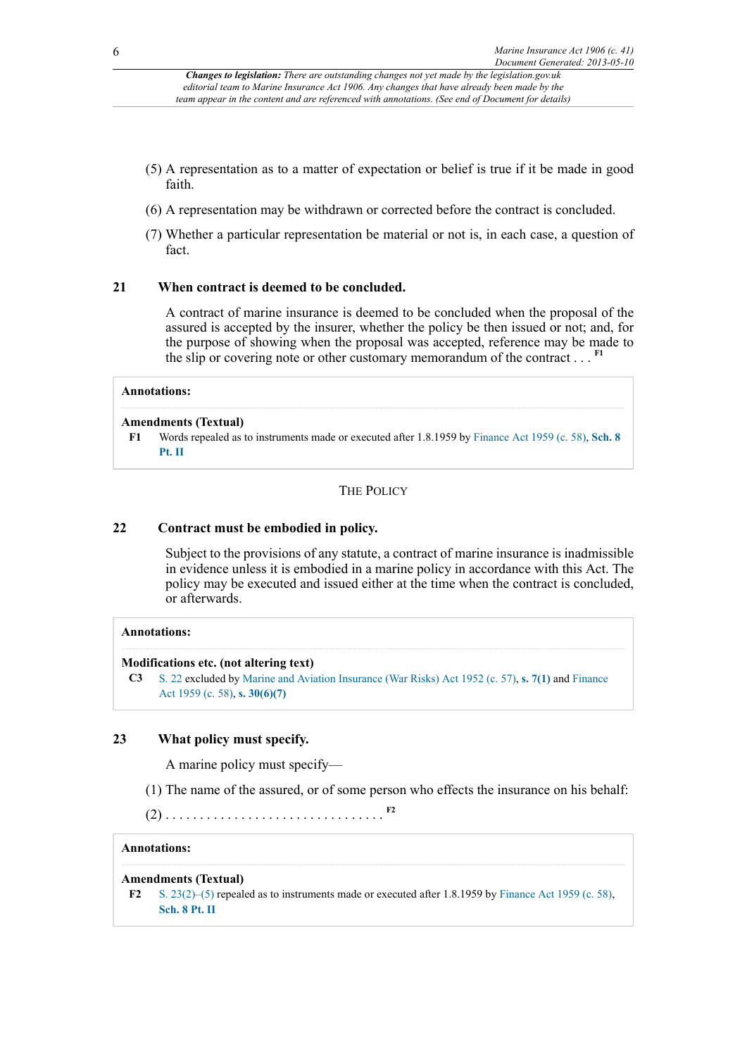(5) A representation as to a matter of expectation or belief is true if it be made in good faith.

(6) A representation may be withdrawn or corrected before the contract is concluded.

(7) Whether a particular representation be material or not is, in each case, a question of fact.

### 21 When contract is deemed to be concluded.

A contract of marine insurance is deemed to be concluded when the proposal of the assured is accepted by the insurer, whether the policy be then issued or not; and, for the purpose of showing when the proposal was accepted, reference may be made to the slip or covering note or other customary memorandum of the contract . . . [F1]

**Annotations:**

**Amendments (Textual)**

**F1** Words repealed as to instruments made or executed after 1.8.1959 by Finance Act 1959 (c. 58), **Sch. 8 Pt. II**

## THE POLICY

### 22 Contract must be embodied in policy.

Subject to the provisions of any statute, a contract of marine insurance is inadmissible in evidence unless it is embodied in a marine policy in accordance with this Act. The policy may be executed and issued either at the time when the contract is concluded, or afterwards.

**Annotations:**

**Modifications etc. (not altering text)**

**C3** S. 22 excluded by Marine and Aviation Insurance (War Risks) Act 1952 (c. 57), **s. 7(1)** and Finance Act 1959 (c. 58), **s. 30(6)(7)**

### 23 What policy must specify.

A marine policy must specify—

(1) The name of the assured, or of some person who effects the insurance on his behalf:

(2) . . . . . . . . . . . . . . . . . . . . . . . . . . . . . . . . [F2]

**Annotations:**

**Amendments (Textual)**

**F2** S. 23(2)–(5) repealed as to instruments made or executed after 1.8.1959 by Finance Act 1959 (c. 58), **Sch. 8 Pt. II**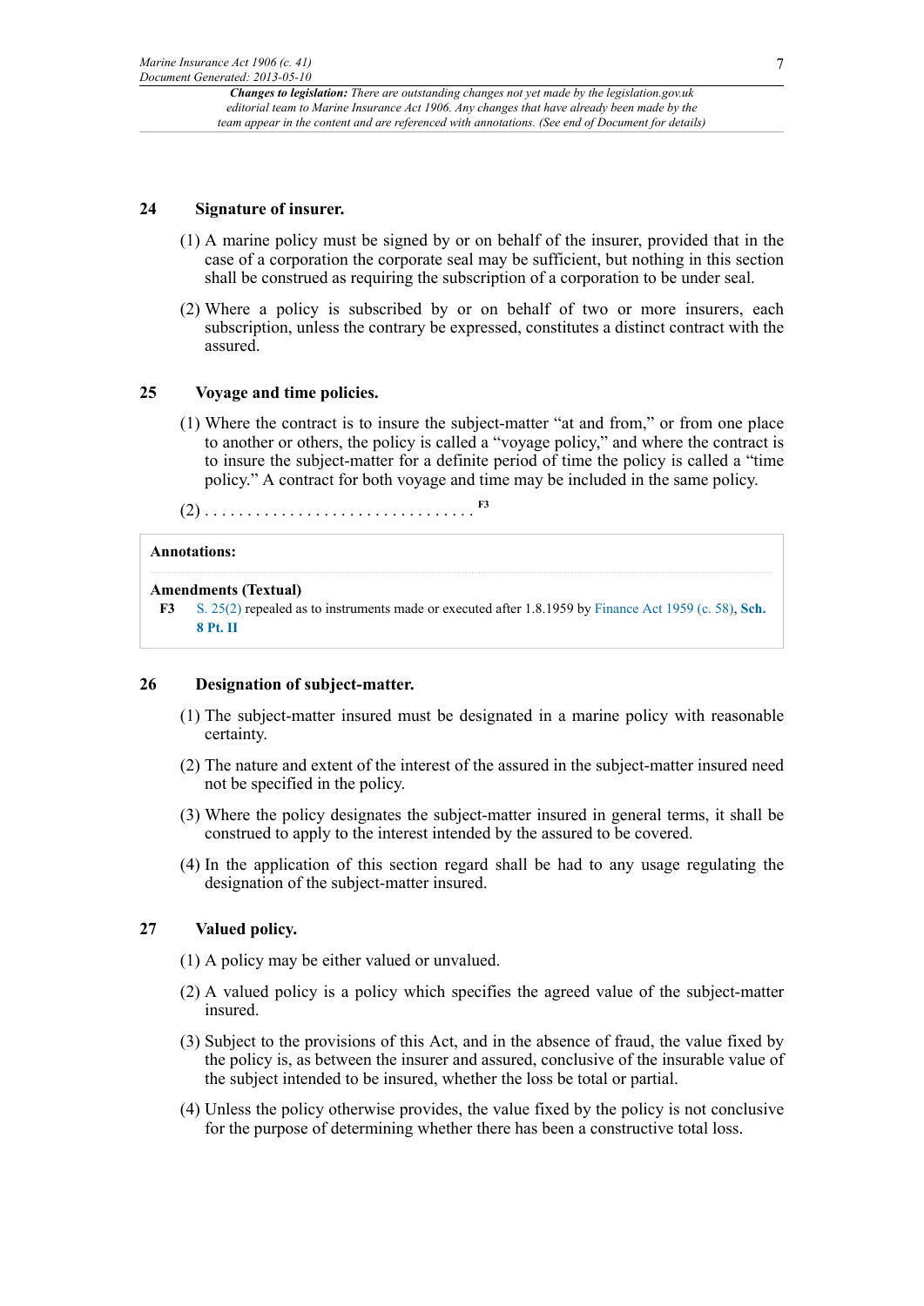## 24 Signature of insurer.

(1) A marine policy must be signed by or on behalf of the insurer, provided that in the case of a corporation the corporate seal may be sufficient, but nothing in this section shall be construed as requiring the subscription of a corporation to be under seal.

(2) Where a policy is subscribed by or on behalf of two or more insurers, each subscription, unless the contrary be expressed, constitutes a distinct contract with the assured.

## 25 Voyage and time policies.

(1) Where the contract is to insure the subject-matter "at and from," or from one place to another or others, the policy is called a "voyage policy," and where the contract is to insure the subject-matter for a definite period of time the policy is called a "time policy." A contract for both voyage and time may be included in the same policy.

(2) . . . . . . . . . . . . . . . . . . . . . . . . . . . . . . . . F3

**Annotations:**

**Amendments (Textual)**

**F3** S. 25(2) repealed as to instruments made or executed after 1.8.1959 by Finance Act 1959 (c. 58), **Sch. 8 Pt. II**

## 26 Designation of subject-matter.

(1) The subject-matter insured must be designated in a marine policy with reasonable certainty.

(2) The nature and extent of the interest of the assured in the subject-matter insured need not be specified in the policy.

(3) Where the policy designates the subject-matter insured in general terms, it shall be construed to apply to the interest intended by the assured to be covered.

(4) In the application of this section regard shall be had to any usage regulating the designation of the subject-matter insured.

## 27 Valued policy.

(1) A policy may be either valued or unvalued.

(2) A valued policy is a policy which specifies the agreed value of the subject-matter insured.

(3) Subject to the provisions of this Act, and in the absence of fraud, the value fixed by the policy is, as between the insurer and assured, conclusive of the insurable value of the subject intended to be insured, whether the loss be total or partial.

(4) Unless the policy otherwise provides, the value fixed by the policy is not conclusive for the purpose of determining whether there has been a constructive total loss.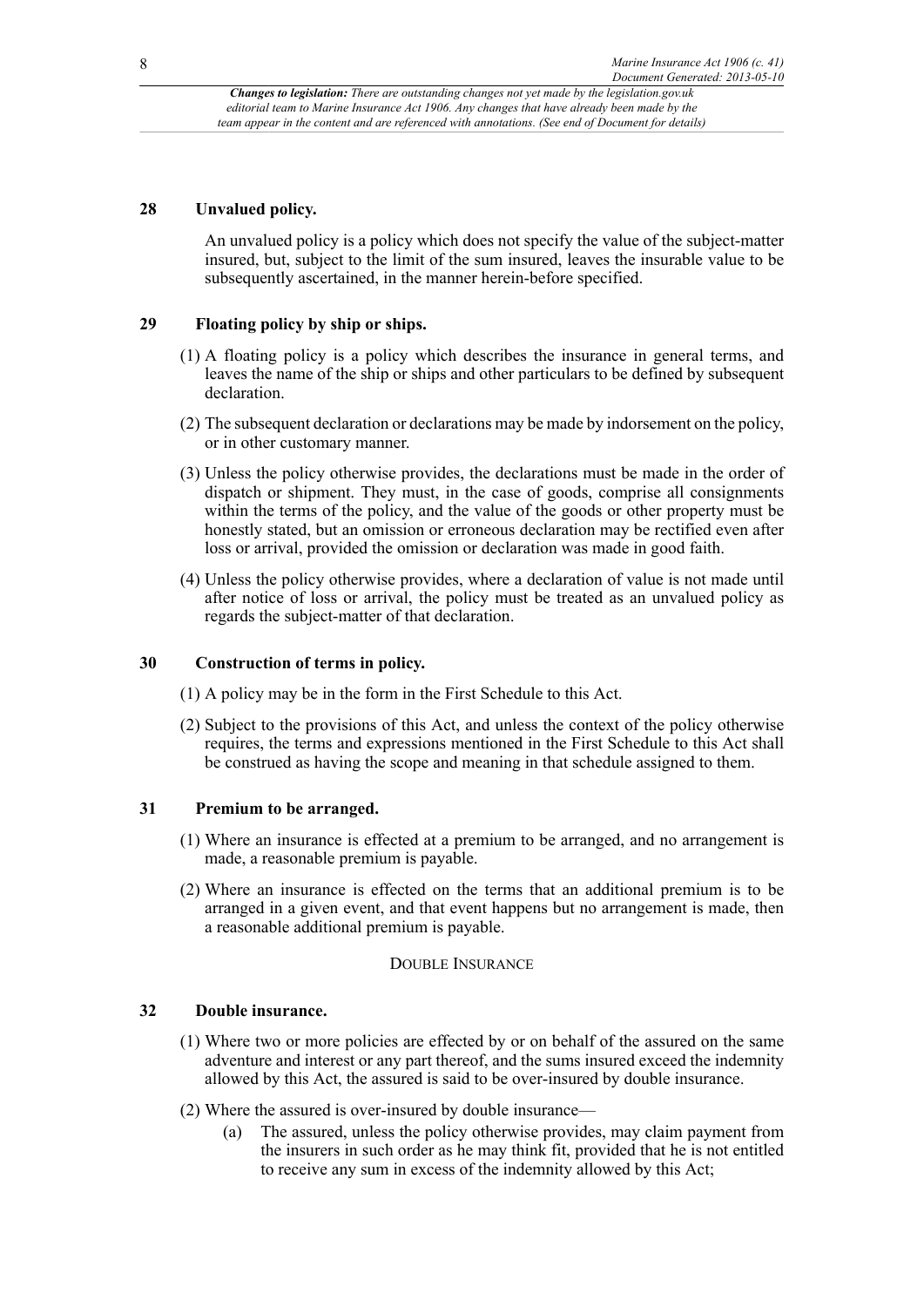## 28 Unvalued policy.

An unvalued policy is a policy which does not specify the value of the subject-matter insured, but, subject to the limit of the sum insured, leaves the insurable value to be subsequently ascertained, in the manner herein-before specified.

## 29 Floating policy by ship or ships.

(1) A floating policy is a policy which describes the insurance in general terms, and leaves the name of the ship or ships and other particulars to be defined by subsequent declaration.

(2) The subsequent declaration or declarations may be made by indorsement on the policy, or in other customary manner.

(3) Unless the policy otherwise provides, the declarations must be made in the order of dispatch or shipment. They must, in the case of goods, comprise all consignments within the terms of the policy, and the value of the goods or other property must be honestly stated, but an omission or erroneous declaration may be rectified even after loss or arrival, provided the omission or declaration was made in good faith.

(4) Unless the policy otherwise provides, where a declaration of value is not made until after notice of loss or arrival, the policy must be treated as an unvalued policy as regards the subject-matter of that declaration.

## 30 Construction of terms in policy.

(1) A policy may be in the form in the First Schedule to this Act.

(2) Subject to the provisions of this Act, and unless the context of the policy otherwise requires, the terms and expressions mentioned in the First Schedule to this Act shall be construed as having the scope and meaning in that schedule assigned to them.

## 31 Premium to be arranged.

(1) Where an insurance is effected at a premium to be arranged, and no arrangement is made, a reasonable premium is payable.

(2) Where an insurance is effected on the terms that an additional premium is to be arranged in a given event, and that event happens but no arrangement is made, then a reasonable additional premium is payable.

### Double Insurance

## 32 Double insurance.

(1) Where two or more policies are effected by or on behalf of the assured on the same adventure and interest or any part thereof, and the sums insured exceed the indemnity allowed by this Act, the assured is said to be over-insured by double insurance.

(2) Where the assured is over-insured by double insurance—

(a) The assured, unless the policy otherwise provides, may claim payment from the insurers in such order as he may think fit, provided that he is not entitled to receive any sum in excess of the indemnity allowed by this Act;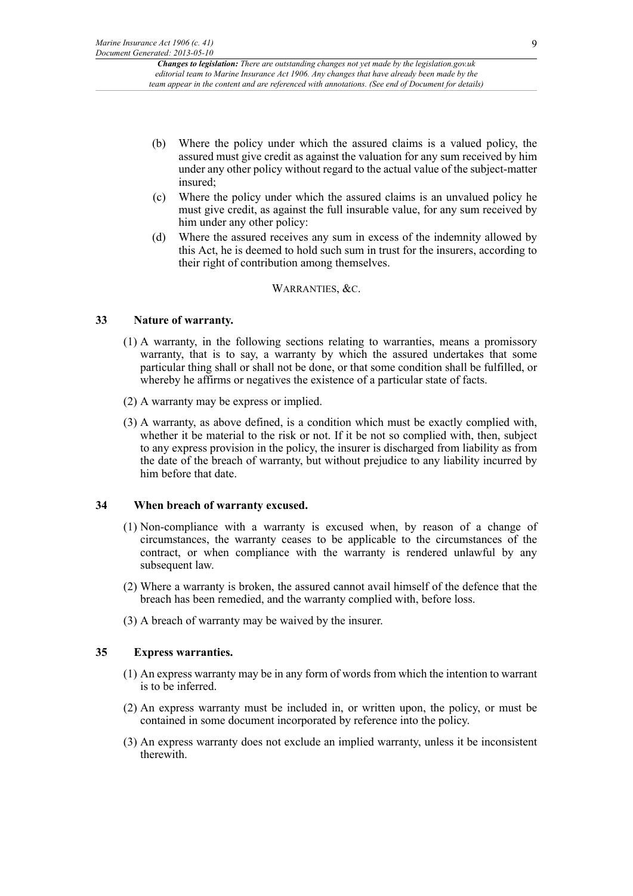(b) Where the policy under which the assured claims is a valued policy, the assured must give credit as against the valuation for any sum received by him under any other policy without regard to the actual value of the subject-matter insured;

(c) Where the policy under which the assured claims is an unvalued policy he must give credit, as against the full insurable value, for any sum received by him under any other policy:

(d) Where the assured receives any sum in excess of the indemnity allowed by this Act, he is deemed to hold such sum in trust for the insurers, according to their right of contribution among themselves.

## WARRANTIES, &C.

### 33 Nature of warranty.

(1) A warranty, in the following sections relating to warranties, means a promissory warranty, that is to say, a warranty by which the assured undertakes that some particular thing shall or shall not be done, or that some condition shall be fulfilled, or whereby he affirms or negatives the existence of a particular state of facts.

(2) A warranty may be express or implied.

(3) A warranty, as above defined, is a condition which must be exactly complied with, whether it be material to the risk or not. If it be not so complied with, then, subject to any express provision in the policy, the insurer is discharged from liability as from the date of the breach of warranty, but without prejudice to any liability incurred by him before that date.

### 34 When breach of warranty excused.

(1) Non-compliance with a warranty is excused when, by reason of a change of circumstances, the warranty ceases to be applicable to the circumstances of the contract, or when compliance with the warranty is rendered unlawful by any subsequent law.

(2) Where a warranty is broken, the assured cannot avail himself of the defence that the breach has been remedied, and the warranty complied with, before loss.

(3) A breach of warranty may be waived by the insurer.

### 35 Express warranties.

(1) An express warranty may be in any form of words from which the intention to warrant is to be inferred.

(2) An express warranty must be included in, or written upon, the policy, or must be contained in some document incorporated by reference into the policy.

(3) An express warranty does not exclude an implied warranty, unless it be inconsistent therewith.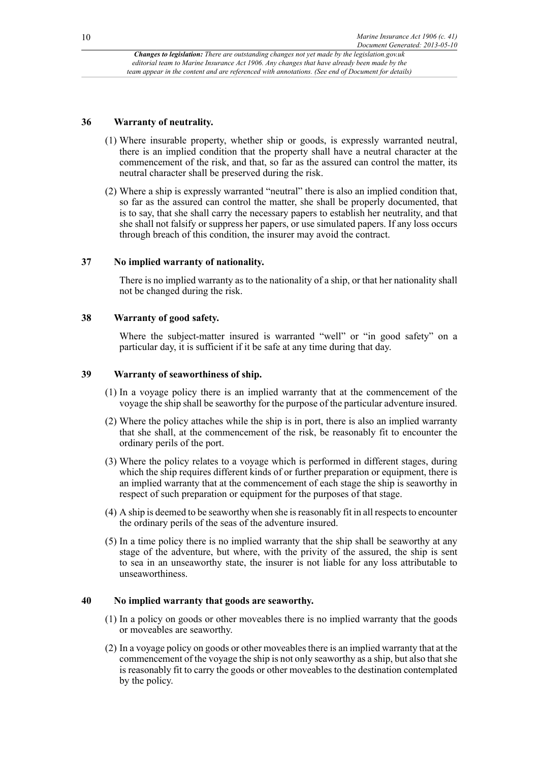## 36 Warranty of neutrality.

(1) Where insurable property, whether ship or goods, is expressly warranted neutral, there is an implied condition that the property shall have a neutral character at the commencement of the risk, and that, so far as the assured can control the matter, its neutral character shall be preserved during the risk.

(2) Where a ship is expressly warranted "neutral" there is also an implied condition that, so far as the assured can control the matter, she shall be properly documented, that is to say, that she shall carry the necessary papers to establish her neutrality, and that she shall not falsify or suppress her papers, or use simulated papers. If any loss occurs through breach of this condition, the insurer may avoid the contract.

## 37 No implied warranty of nationality.

There is no implied warranty as to the nationality of a ship, or that her nationality shall not be changed during the risk.

## 38 Warranty of good safety.

Where the subject-matter insured is warranted "well" or "in good safety" on a particular day, it is sufficient if it be safe at any time during that day.

## 39 Warranty of seaworthiness of ship.

(1) In a voyage policy there is an implied warranty that at the commencement of the voyage the ship shall be seaworthy for the purpose of the particular adventure insured.

(2) Where the policy attaches while the ship is in port, there is also an implied warranty that she shall, at the commencement of the risk, be reasonably fit to encounter the ordinary perils of the port.

(3) Where the policy relates to a voyage which is performed in different stages, during which the ship requires different kinds of or further preparation or equipment, there is an implied warranty that at the commencement of each stage the ship is seaworthy in respect of such preparation or equipment for the purposes of that stage.

(4) A ship is deemed to be seaworthy when she is reasonably fit in all respects to encounter the ordinary perils of the seas of the adventure insured.

(5) In a time policy there is no implied warranty that the ship shall be seaworthy at any stage of the adventure, but where, with the privity of the assured, the ship is sent to sea in an unseaworthy state, the insurer is not liable for any loss attributable to unseaworthiness.

## 40 No implied warranty that goods are seaworthy.

(1) In a policy on goods or other moveables there is no implied warranty that the goods or moveables are seaworthy.

(2) In a voyage policy on goods or other moveables there is an implied warranty that at the commencement of the voyage the ship is not only seaworthy as a ship, but also that she is reasonably fit to carry the goods or other moveables to the destination contemplated by the policy.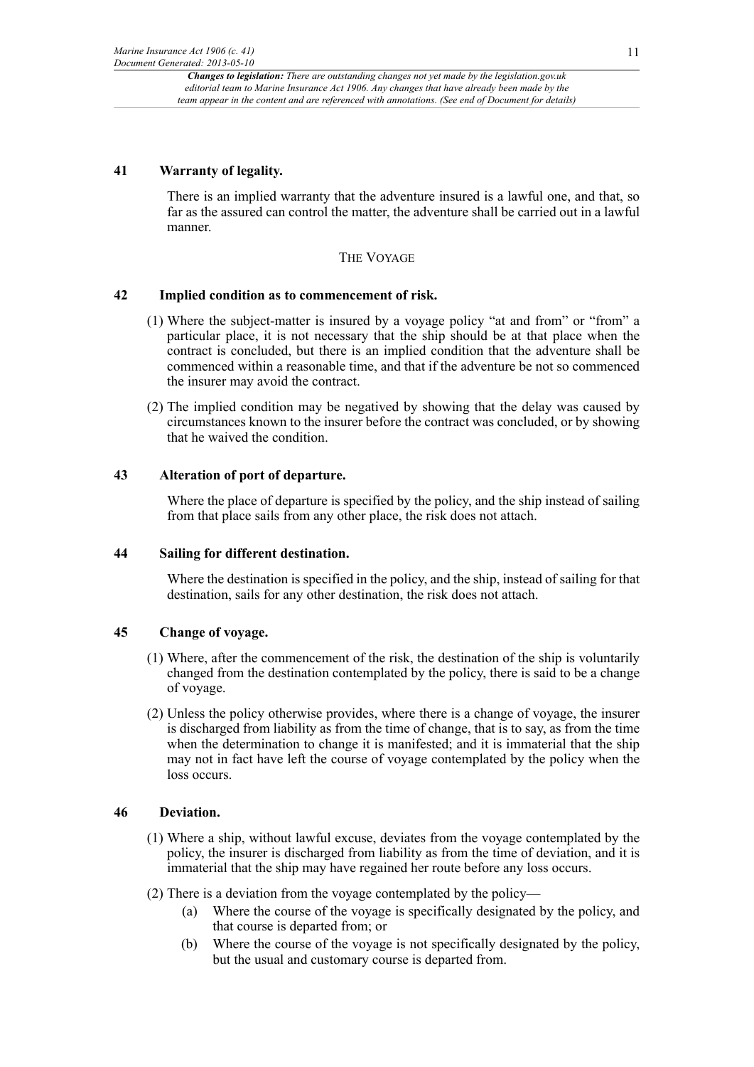### 41 Warranty of legality.

There is an implied warranty that the adventure insured is a lawful one, and that, so far as the assured can control the matter, the adventure shall be carried out in a lawful manner.

## THE VOYAGE

### 42 Implied condition as to commencement of risk.

(1) Where the subject-matter is insured by a voyage policy "at and from" or "from" a particular place, it is not necessary that the ship should be at that place when the contract is concluded, but there is an implied condition that the adventure shall be commenced within a reasonable time, and that if the adventure be not so commenced the insurer may avoid the contract.

(2) The implied condition may be negatived by showing that the delay was caused by circumstances known to the insurer before the contract was concluded, or by showing that he waived the condition.

### 43 Alteration of port of departure.

Where the place of departure is specified by the policy, and the ship instead of sailing from that place sails from any other place, the risk does not attach.

### 44 Sailing for different destination.

Where the destination is specified in the policy, and the ship, instead of sailing for that destination, sails for any other destination, the risk does not attach.

### 45 Change of voyage.

(1) Where, after the commencement of the risk, the destination of the ship is voluntarily changed from the destination contemplated by the policy, there is said to be a change of voyage.

(2) Unless the policy otherwise provides, where there is a change of voyage, the insurer is discharged from liability as from the time of change, that is to say, as from the time when the determination to change it is manifested; and it is immaterial that the ship may not in fact have left the course of voyage contemplated by the policy when the loss occurs.

### 46 Deviation.

(1) Where a ship, without lawful excuse, deviates from the voyage contemplated by the policy, the insurer is discharged from liability as from the time of deviation, and it is immaterial that the ship may have regained her route before any loss occurs.

(2) There is a deviation from the voyage contemplated by the policy—

(a) Where the course of the voyage is specifically designated by the policy, and that course is departed from; or

(b) Where the course of the voyage is not specifically designated by the policy, but the usual and customary course is departed from.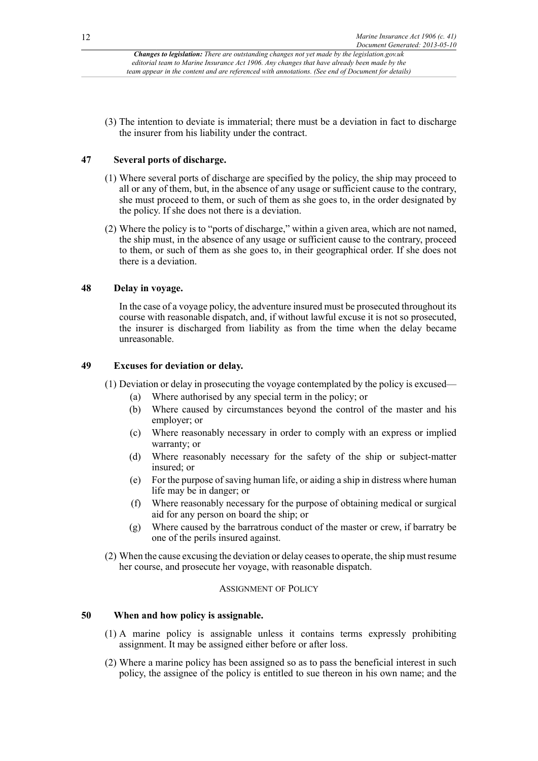(3) The intention to deviate is immaterial; there must be a deviation in fact to discharge the insurer from his liability under the contract.

### 47 Several ports of discharge.

(1) Where several ports of discharge are specified by the policy, the ship may proceed to all or any of them, but, in the absence of any usage or sufficient cause to the contrary, she must proceed to them, or such of them as she goes to, in the order designated by the policy. If she does not there is a deviation.

(2) Where the policy is to "ports of discharge," within a given area, which are not named, the ship must, in the absence of any usage or sufficient cause to the contrary, proceed to them, or such of them as she goes to, in their geographical order. If she does not there is a deviation.

### 48 Delay in voyage.

In the case of a voyage policy, the adventure insured must be prosecuted throughout its course with reasonable dispatch, and, if without lawful excuse it is not so prosecuted, the insurer is discharged from liability as from the time when the delay became unreasonable.

### 49 Excuses for deviation or delay.

(1) Deviation or delay in prosecuting the voyage contemplated by the policy is excused—

- (a) Where authorised by any special term in the policy; or
- (b) Where caused by circumstances beyond the control of the master and his employer; or
- (c) Where reasonably necessary in order to comply with an express or implied warranty; or
- (d) Where reasonably necessary for the safety of the ship or subject-matter insured; or
- (e) For the purpose of saving human life, or aiding a ship in distress where human life may be in danger; or
- (f) Where reasonably necessary for the purpose of obtaining medical or surgical aid for any person on board the ship; or
- (g) Where caused by the barratrous conduct of the master or crew, if barratry be one of the perils insured against.

(2) When the cause excusing the deviation or delay ceases to operate, the ship must resume her course, and prosecute her voyage, with reasonable dispatch.

## Assignment of Policy

### 50 When and how policy is assignable.

(1) A marine policy is assignable unless it contains terms expressly prohibiting assignment. It may be assigned either before or after loss.

(2) Where a marine policy has been assigned so as to pass the beneficial interest in such policy, the assignee of the policy is entitled to sue thereon in his own name; and the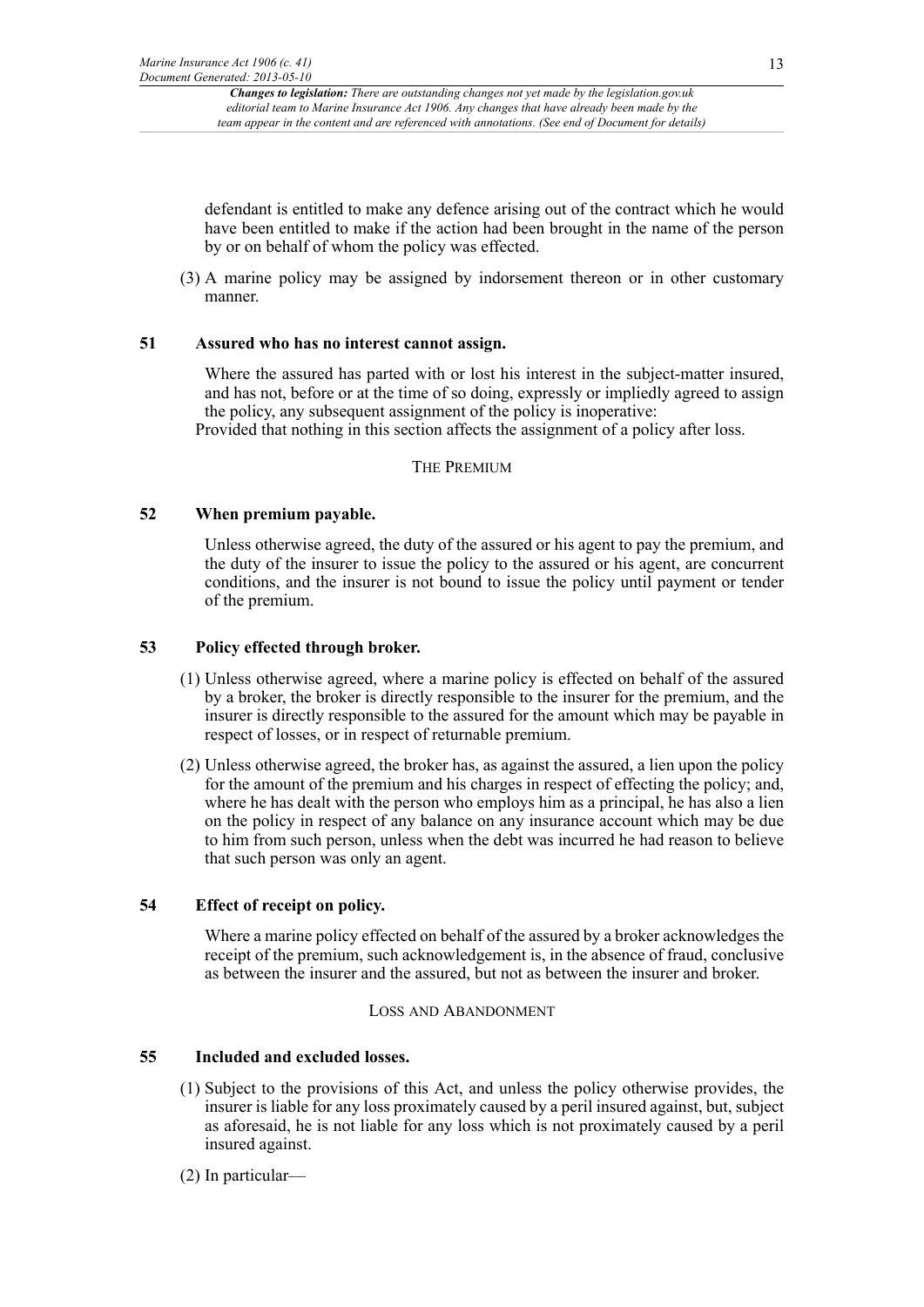defendant is entitled to make any defence arising out of the contract which he would have been entitled to make if the action had been brought in the name of the person by or on behalf of whom the policy was effected.

(3) A marine policy may be assigned by indorsement thereon or in other customary manner.

### 51 Assured who has no interest cannot assign.

Where the assured has parted with or lost his interest in the subject-matter insured, and has not, before or at the time of so doing, expressly or impliedly agreed to assign the policy, any subsequent assignment of the policy is inoperative:

Provided that nothing in this section affects the assignment of a policy after loss.

## The Premium

### 52 When premium payable.

Unless otherwise agreed, the duty of the assured or his agent to pay the premium, and the duty of the insurer to issue the policy to the assured or his agent, are concurrent conditions, and the insurer is not bound to issue the policy until payment or tender of the premium.

### 53 Policy effected through broker.

(1) Unless otherwise agreed, where a marine policy is effected on behalf of the assured by a broker, the broker is directly responsible to the insurer for the premium, and the insurer is directly responsible to the assured for the amount which may be payable in respect of losses, or in respect of returnable premium.

(2) Unless otherwise agreed, the broker has, as against the assured, a lien upon the policy for the amount of the premium and his charges in respect of effecting the policy; and, where he has dealt with the person who employs him as a principal, he has also a lien on the policy in respect of any balance on any insurance account which may be due to him from such person, unless when the debt was incurred he had reason to believe that such person was only an agent.

### 54 Effect of receipt on policy.

Where a marine policy effected on behalf of the assured by a broker acknowledges the receipt of the premium, such acknowledgement is, in the absence of fraud, conclusive as between the insurer and the assured, but not as between the insurer and broker.

## Loss and Abandonment

### 55 Included and excluded losses.

(1) Subject to the provisions of this Act, and unless the policy otherwise provides, the insurer is liable for any loss proximately caused by a peril insured against, but, subject as aforesaid, he is not liable for any loss which is not proximately caused by a peril insured against.

(2) In particular—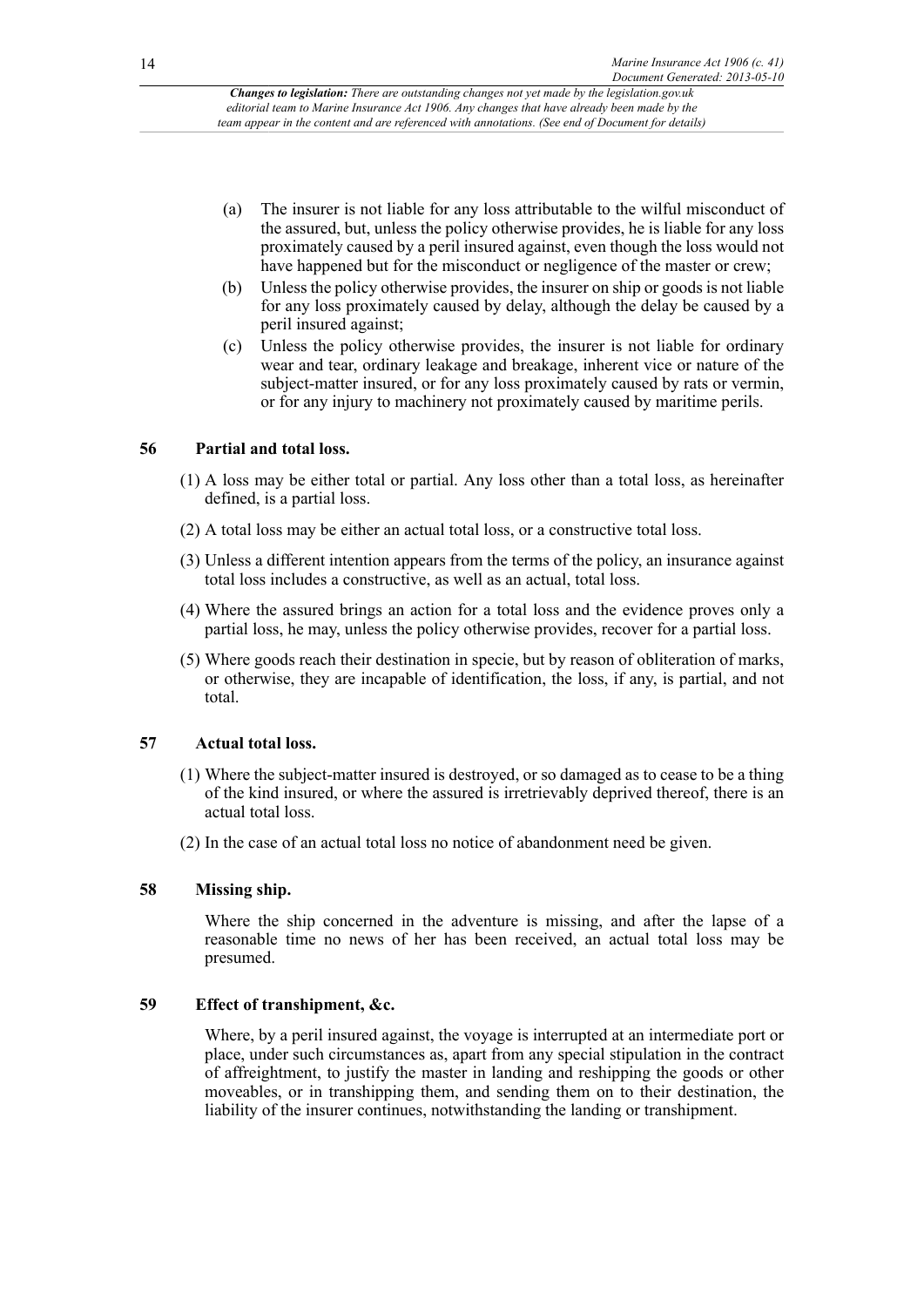(a) The insurer is not liable for any loss attributable to the wilful misconduct of the assured, but, unless the policy otherwise provides, he is liable for any loss proximately caused by a peril insured against, even though the loss would not have happened but for the misconduct or negligence of the master or crew;

(b) Unless the policy otherwise provides, the insurer on ship or goods is not liable for any loss proximately caused by delay, although the delay be caused by a peril insured against;

(c) Unless the policy otherwise provides, the insurer is not liable for ordinary wear and tear, ordinary leakage and breakage, inherent vice or nature of the subject-matter insured, or for any loss proximately caused by rats or vermin, or for any injury to machinery not proximately caused by maritime perils.

## 56 Partial and total loss.

(1) A loss may be either total or partial. Any loss other than a total loss, as hereinafter defined, is a partial loss.

(2) A total loss may be either an actual total loss, or a constructive total loss.

(3) Unless a different intention appears from the terms of the policy, an insurance against total loss includes a constructive, as well as an actual, total loss.

(4) Where the assured brings an action for a total loss and the evidence proves only a partial loss, he may, unless the policy otherwise provides, recover for a partial loss.

(5) Where goods reach their destination in specie, but by reason of obliteration of marks, or otherwise, they are incapable of identification, the loss, if any, is partial, and not total.

## 57 Actual total loss.

(1) Where the subject-matter insured is destroyed, or so damaged as to cease to be a thing of the kind insured, or where the assured is irretrievably deprived thereof, there is an actual total loss.

(2) In the case of an actual total loss no notice of abandonment need be given.

## 58 Missing ship.

Where the ship concerned in the adventure is missing, and after the lapse of a reasonable time no news of her has been received, an actual total loss may be presumed.

## 59 Effect of transhipment, &c.

Where, by a peril insured against, the voyage is interrupted at an intermediate port or place, under such circumstances as, apart from any special stipulation in the contract of affreightment, to justify the master in landing and reshipping the goods or other moveables, or in transhipping them, and sending them on to their destination, the liability of the insurer continues, notwithstanding the landing or transhipment.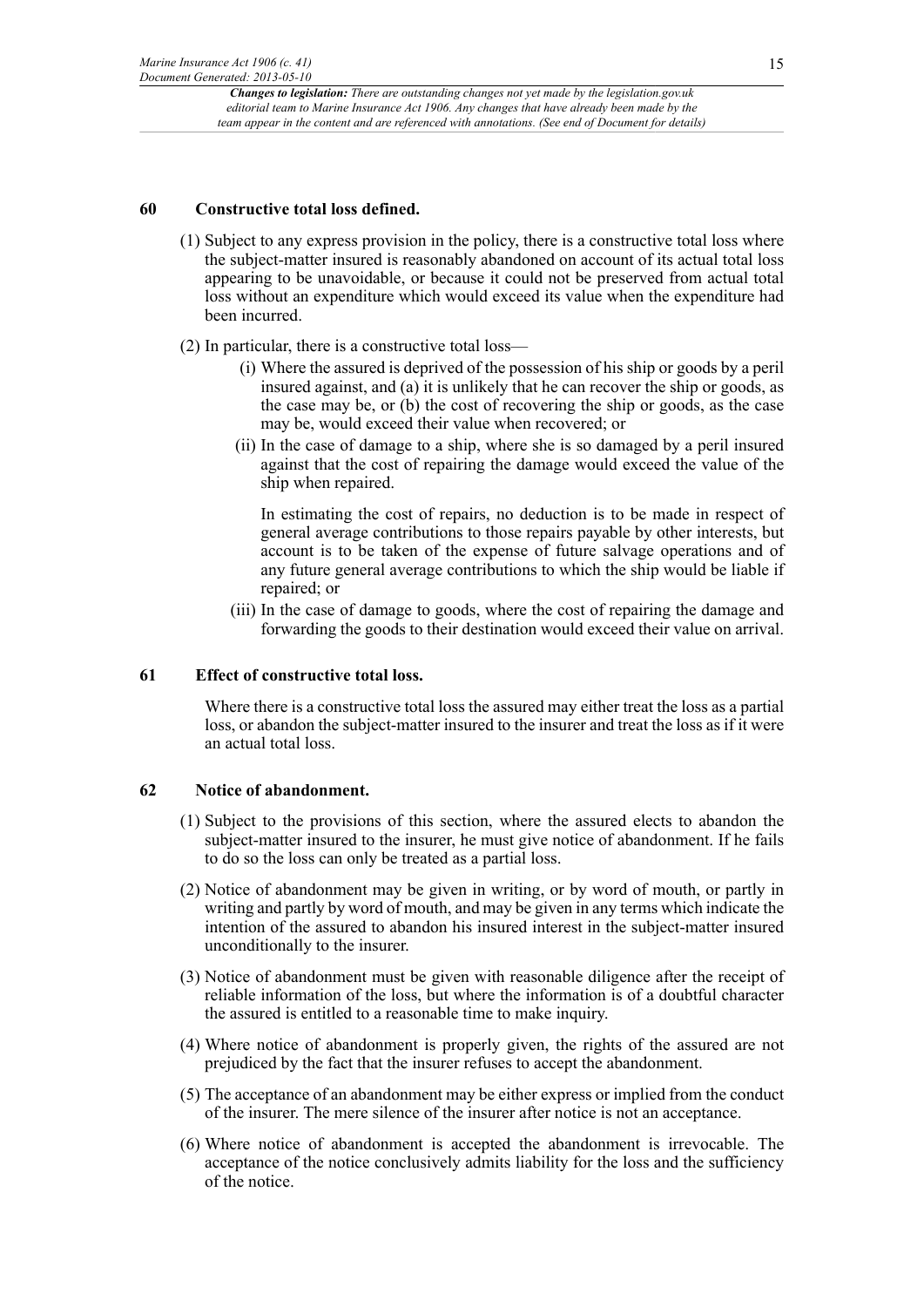## 60 Constructive total loss defined.

(1) Subject to any express provision in the policy, there is a constructive total loss where the subject-matter insured is reasonably abandoned on account of its actual total loss appearing to be unavoidable, or because it could not be preserved from actual total loss without an expenditure which would exceed its value when the expenditure had been incurred.

(2) In particular, there is a constructive total loss—

(i) Where the assured is deprived of the possession of his ship or goods by a peril insured against, and (a) it is unlikely that he can recover the ship or goods, as the case may be, or (b) the cost of recovering the ship or goods, as the case may be, would exceed their value when recovered; or

(ii) In the case of damage to a ship, where she is so damaged by a peril insured against that the cost of repairing the damage would exceed the value of the ship when repaired.

In estimating the cost of repairs, no deduction is to be made in respect of general average contributions to those repairs payable by other interests, but account is to be taken of the expense of future salvage operations and of any future general average contributions to which the ship would be liable if repaired; or

(iii) In the case of damage to goods, where the cost of repairing the damage and forwarding the goods to their destination would exceed their value on arrival.

## 61 Effect of constructive total loss.

Where there is a constructive total loss the assured may either treat the loss as a partial loss, or abandon the subject-matter insured to the insurer and treat the loss as if it were an actual total loss.

## 62 Notice of abandonment.

(1) Subject to the provisions of this section, where the assured elects to abandon the subject-matter insured to the insurer, he must give notice of abandonment. If he fails to do so the loss can only be treated as a partial loss.

(2) Notice of abandonment may be given in writing, or by word of mouth, or partly in writing and partly by word of mouth, and may be given in any terms which indicate the intention of the assured to abandon his insured interest in the subject-matter insured unconditionally to the insurer.

(3) Notice of abandonment must be given with reasonable diligence after the receipt of reliable information of the loss, but where the information is of a doubtful character the assured is entitled to a reasonable time to make inquiry.

(4) Where notice of abandonment is properly given, the rights of the assured are not prejudiced by the fact that the insurer refuses to accept the abandonment.

(5) The acceptance of an abandonment may be either express or implied from the conduct of the insurer. The mere silence of the insurer after notice is not an acceptance.

(6) Where notice of abandonment is accepted the abandonment is irrevocable. The acceptance of the notice conclusively admits liability for the loss and the sufficiency of the notice.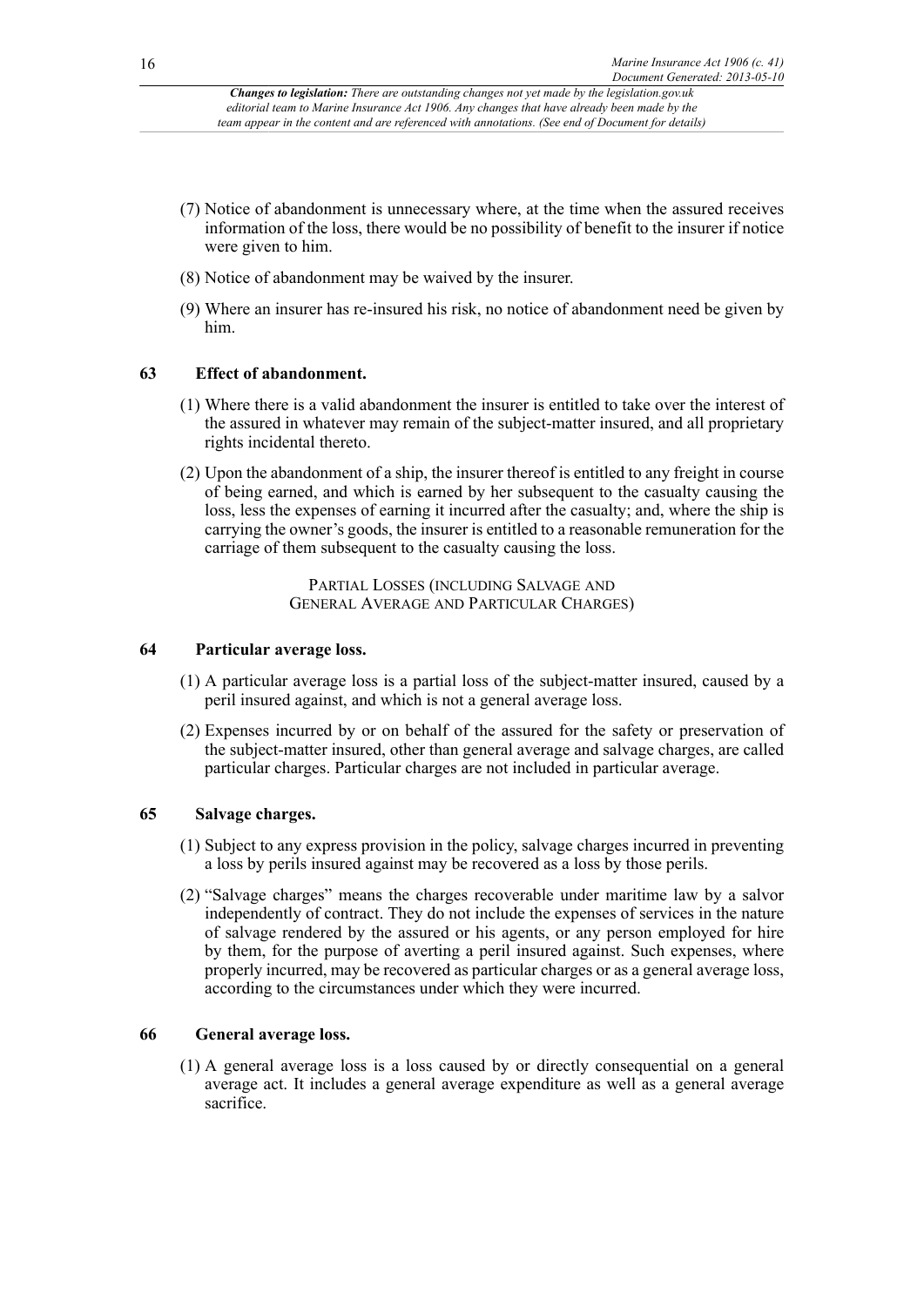(7) Notice of abandonment is unnecessary where, at the time when the assured receives information of the loss, there would be no possibility of benefit to the insurer if notice were given to him.

(8) Notice of abandonment may be waived by the insurer.

(9) Where an insurer has re-insured his risk, no notice of abandonment need be given by him.

### 63 Effect of abandonment.

(1) Where there is a valid abandonment the insurer is entitled to take over the interest of the assured in whatever may remain of the subject-matter insured, and all proprietary rights incidental thereto.

(2) Upon the abandonment of a ship, the insurer thereof is entitled to any freight in course of being earned, and which is earned by her subsequent to the casualty causing the loss, less the expenses of earning it incurred after the casualty; and, where the ship is carrying the owner's goods, the insurer is entitled to a reasonable remuneration for the carriage of them subsequent to the casualty causing the loss.

## PARTIAL LOSSES (INCLUDING SALVAGE AND GENERAL AVERAGE AND PARTICULAR CHARGES)

### 64 Particular average loss.

(1) A particular average loss is a partial loss of the subject-matter insured, caused by a peril insured against, and which is not a general average loss.

(2) Expenses incurred by or on behalf of the assured for the safety or preservation of the subject-matter insured, other than general average and salvage charges, are called particular charges. Particular charges are not included in particular average.

### 65 Salvage charges.

(1) Subject to any express provision in the policy, salvage charges incurred in preventing a loss by perils insured against may be recovered as a loss by those perils.

(2) "Salvage charges" means the charges recoverable under maritime law by a salvor independently of contract. They do not include the expenses of services in the nature of salvage rendered by the assured or his agents, or any person employed for hire by them, for the purpose of averting a peril insured against. Such expenses, where properly incurred, may be recovered as particular charges or as a general average loss, according to the circumstances under which they were incurred.

### 66 General average loss.

(1) A general average loss is a loss caused by or directly consequential on a general average act. It includes a general average expenditure as well as a general average sacrifice.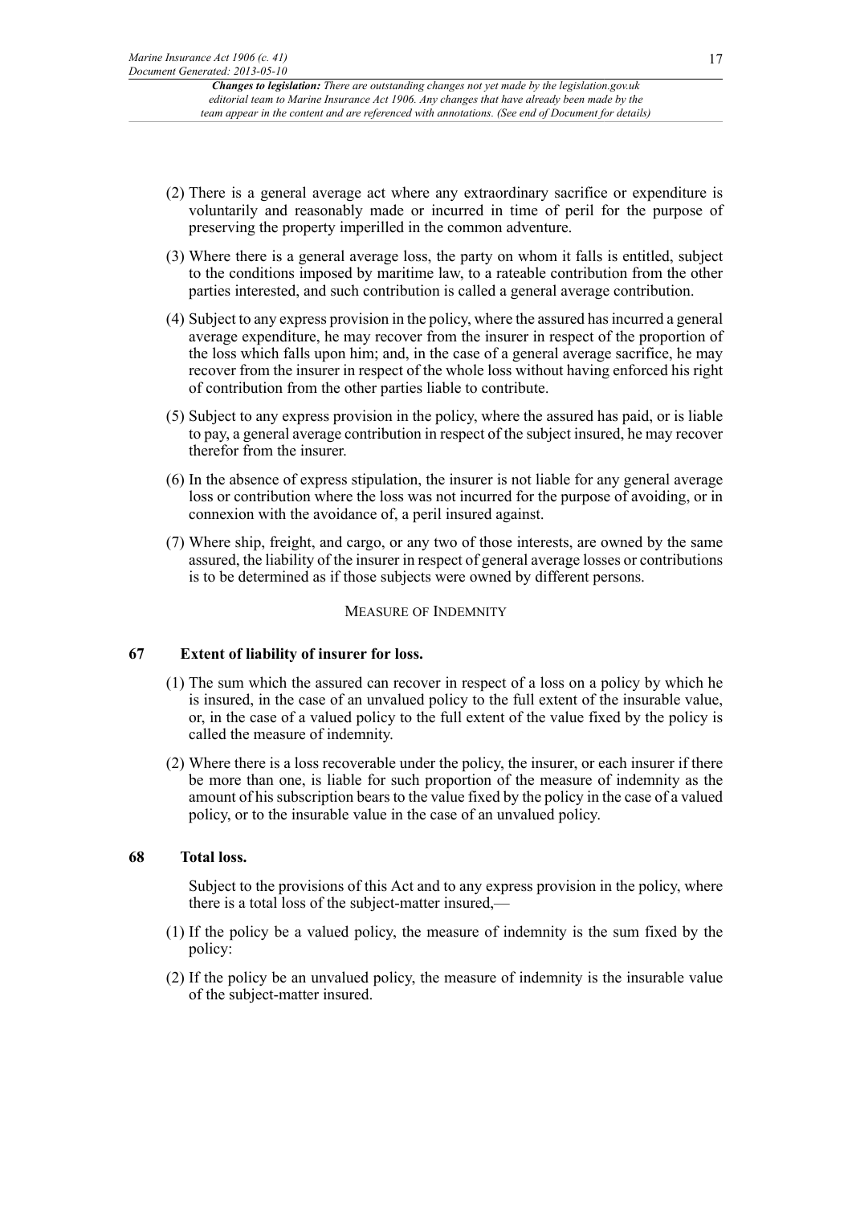(2) There is a general average act where any extraordinary sacrifice or expenditure is voluntarily and reasonably made or incurred in time of peril for the purpose of preserving the property imperilled in the common adventure.

(3) Where there is a general average loss, the party on whom it falls is entitled, subject to the conditions imposed by maritime law, to a rateable contribution from the other parties interested, and such contribution is called a general average contribution.

(4) Subject to any express provision in the policy, where the assured has incurred a general average expenditure, he may recover from the insurer in respect of the proportion of the loss which falls upon him; and, in the case of a general average sacrifice, he may recover from the insurer in respect of the whole loss without having enforced his right of contribution from the other parties liable to contribute.

(5) Subject to any express provision in the policy, where the assured has paid, or is liable to pay, a general average contribution in respect of the subject insured, he may recover therefor from the insurer.

(6) In the absence of express stipulation, the insurer is not liable for any general average loss or contribution where the loss was not incurred for the purpose of avoiding, or in connexion with the avoidance of, a peril insured against.

(7) Where ship, freight, and cargo, or any two of those interests, are owned by the same assured, the liability of the insurer in respect of general average losses or contributions is to be determined as if those subjects were owned by different persons.

MEASURE OF INDEMNITY

## 67 Extent of liability of insurer for loss.

(1) The sum which the assured can recover in respect of a loss on a policy by which he is insured, in the case of an unvalued policy to the full extent of the insurable value, or, in the case of a valued policy to the full extent of the value fixed by the policy is called the measure of indemnity.

(2) Where there is a loss recoverable under the policy, the insurer, or each insurer if there be more than one, is liable for such proportion of the measure of indemnity as the amount of his subscription bears to the value fixed by the policy in the case of a valued policy, or to the insurable value in the case of an unvalued policy.

## 68 Total loss.

Subject to the provisions of this Act and to any express provision in the policy, where there is a total loss of the subject-matter insured,—

(1) If the policy be a valued policy, the measure of indemnity is the sum fixed by the policy:

(2) If the policy be an unvalued policy, the measure of indemnity is the insurable value of the subject-matter insured.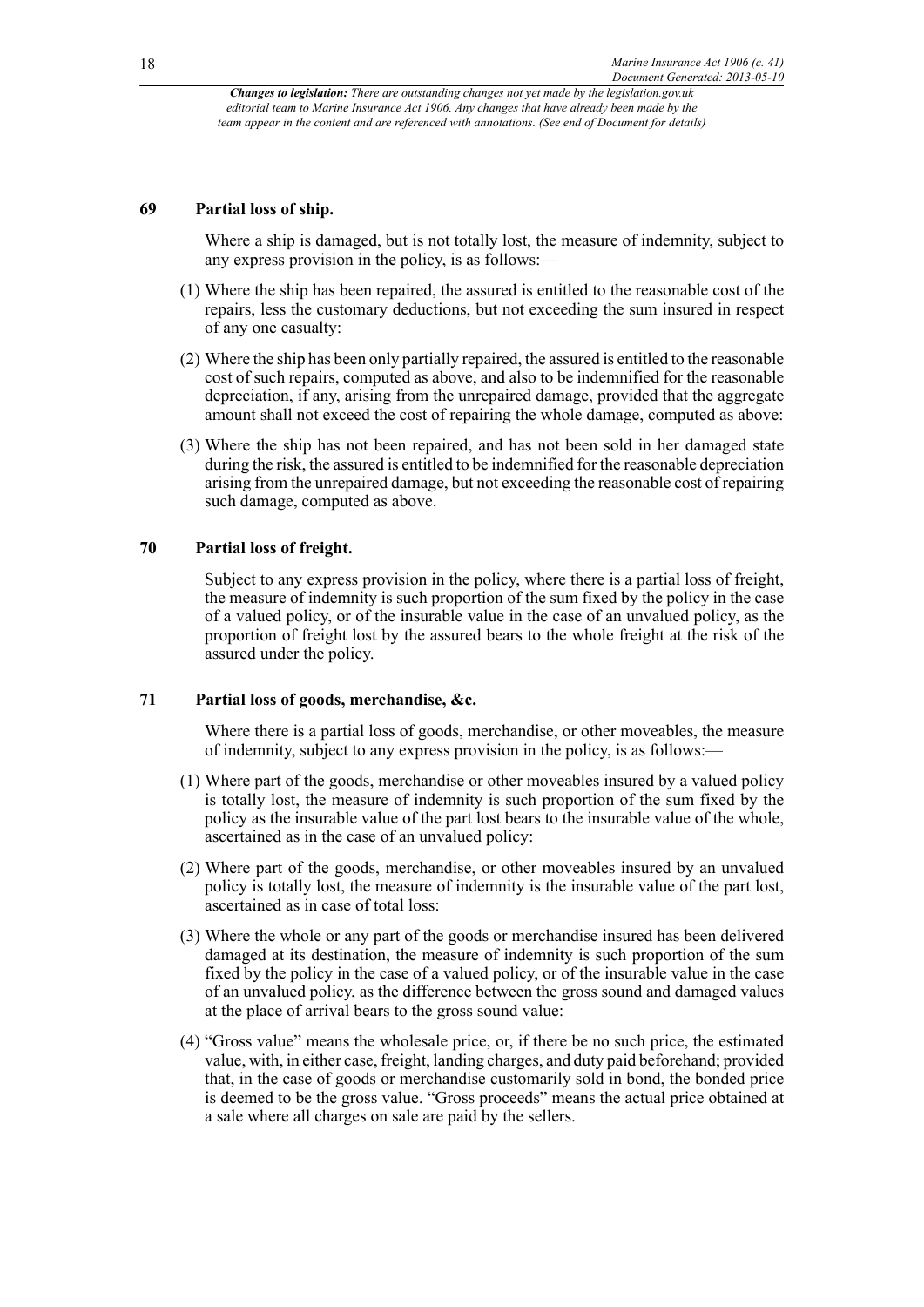## 69 Partial loss of ship.

Where a ship is damaged, but is not totally lost, the measure of indemnity, subject to any express provision in the policy, is as follows:—

(1) Where the ship has been repaired, the assured is entitled to the reasonable cost of the repairs, less the customary deductions, but not exceeding the sum insured in respect of any one casualty:

(2) Where the ship has been only partially repaired, the assured is entitled to the reasonable cost of such repairs, computed as above, and also to be indemnified for the reasonable depreciation, if any, arising from the unrepaired damage, provided that the aggregate amount shall not exceed the cost of repairing the whole damage, computed as above:

(3) Where the ship has not been repaired, and has not been sold in her damaged state during the risk, the assured is entitled to be indemnified for the reasonable depreciation arising from the unrepaired damage, but not exceeding the reasonable cost of repairing such damage, computed as above.

## 70 Partial loss of freight.

Subject to any express provision in the policy, where there is a partial loss of freight, the measure of indemnity is such proportion of the sum fixed by the policy in the case of a valued policy, or of the insurable value in the case of an unvalued policy, as the proportion of freight lost by the assured bears to the whole freight at the risk of the assured under the policy.

## 71 Partial loss of goods, merchandise, &c.

Where there is a partial loss of goods, merchandise, or other moveables, the measure of indemnity, subject to any express provision in the policy, is as follows:—

(1) Where part of the goods, merchandise or other moveables insured by a valued policy is totally lost, the measure of indemnity is such proportion of the sum fixed by the policy as the insurable value of the part lost bears to the insurable value of the whole, ascertained as in the case of an unvalued policy:

(2) Where part of the goods, merchandise, or other moveables insured by an unvalued policy is totally lost, the measure of indemnity is the insurable value of the part lost, ascertained as in case of total loss:

(3) Where the whole or any part of the goods or merchandise insured has been delivered damaged at its destination, the measure of indemnity is such proportion of the sum fixed by the policy in the case of a valued policy, or of the insurable value in the case of an unvalued policy, as the difference between the gross sound and damaged values at the place of arrival bears to the gross sound value:

(4) "Gross value" means the wholesale price, or, if there be no such price, the estimated value, with, in either case, freight, landing charges, and duty paid beforehand; provided that, in the case of goods or merchandise customarily sold in bond, the bonded price is deemed to be the gross value. "Gross proceeds" means the actual price obtained at a sale where all charges on sale are paid by the sellers.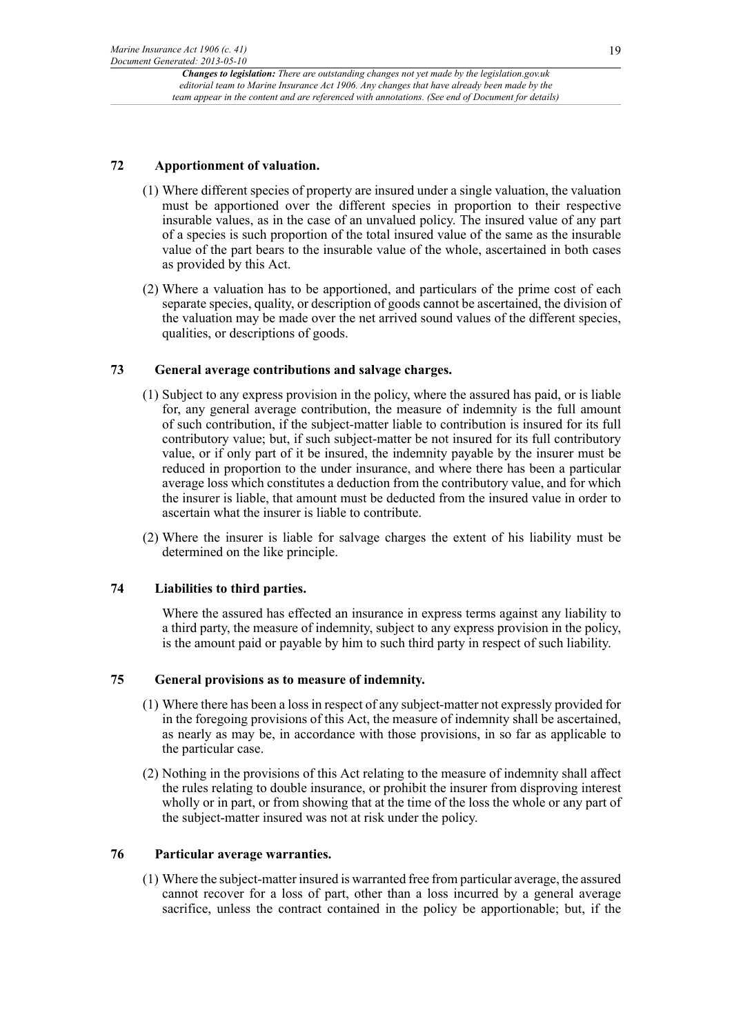### 72 Apportionment of valuation.

(1) Where different species of property are insured under a single valuation, the valuation must be apportioned over the different species in proportion to their respective insurable values, as in the case of an unvalued policy. The insured value of any part of a species is such proportion of the total insured value of the same as the insurable value of the part bears to the insurable value of the whole, ascertained in both cases as provided by this Act.

(2) Where a valuation has to be apportioned, and particulars of the prime cost of each separate species, quality, or description of goods cannot be ascertained, the division of the valuation may be made over the net arrived sound values of the different species, qualities, or descriptions of goods.

### 73 General average contributions and salvage charges.

(1) Subject to any express provision in the policy, where the assured has paid, or is liable for, any general average contribution, the measure of indemnity is the full amount of such contribution, if the subject-matter liable to contribution is insured for its full contributory value; but, if such subject-matter be not insured for its full contributory value, or if only part of it be insured, the indemnity payable by the insurer must be reduced in proportion to the under insurance, and where there has been a particular average loss which constitutes a deduction from the contributory value, and for which the insurer is liable, that amount must be deducted from the insured value in order to ascertain what the insurer is liable to contribute.

(2) Where the insurer is liable for salvage charges the extent of his liability must be determined on the like principle.

### 74 Liabilities to third parties.

Where the assured has effected an insurance in express terms against any liability to a third party, the measure of indemnity, subject to any express provision in the policy, is the amount paid or payable by him to such third party in respect of such liability.

### 75 General provisions as to measure of indemnity.

(1) Where there has been a loss in respect of any subject-matter not expressly provided for in the foregoing provisions of this Act, the measure of indemnity shall be ascertained, as nearly as may be, in accordance with those provisions, in so far as applicable to the particular case.

(2) Nothing in the provisions of this Act relating to the measure of indemnity shall affect the rules relating to double insurance, or prohibit the insurer from disproving interest wholly or in part, or from showing that at the time of the loss the whole or any part of the subject-matter insured was not at risk under the policy.

### 76 Particular average warranties.

(1) Where the subject-matter insured is warranted free from particular average, the assured cannot recover for a loss of part, other than a loss incurred by a general average sacrifice, unless the contract contained in the policy be apportionable; but, if the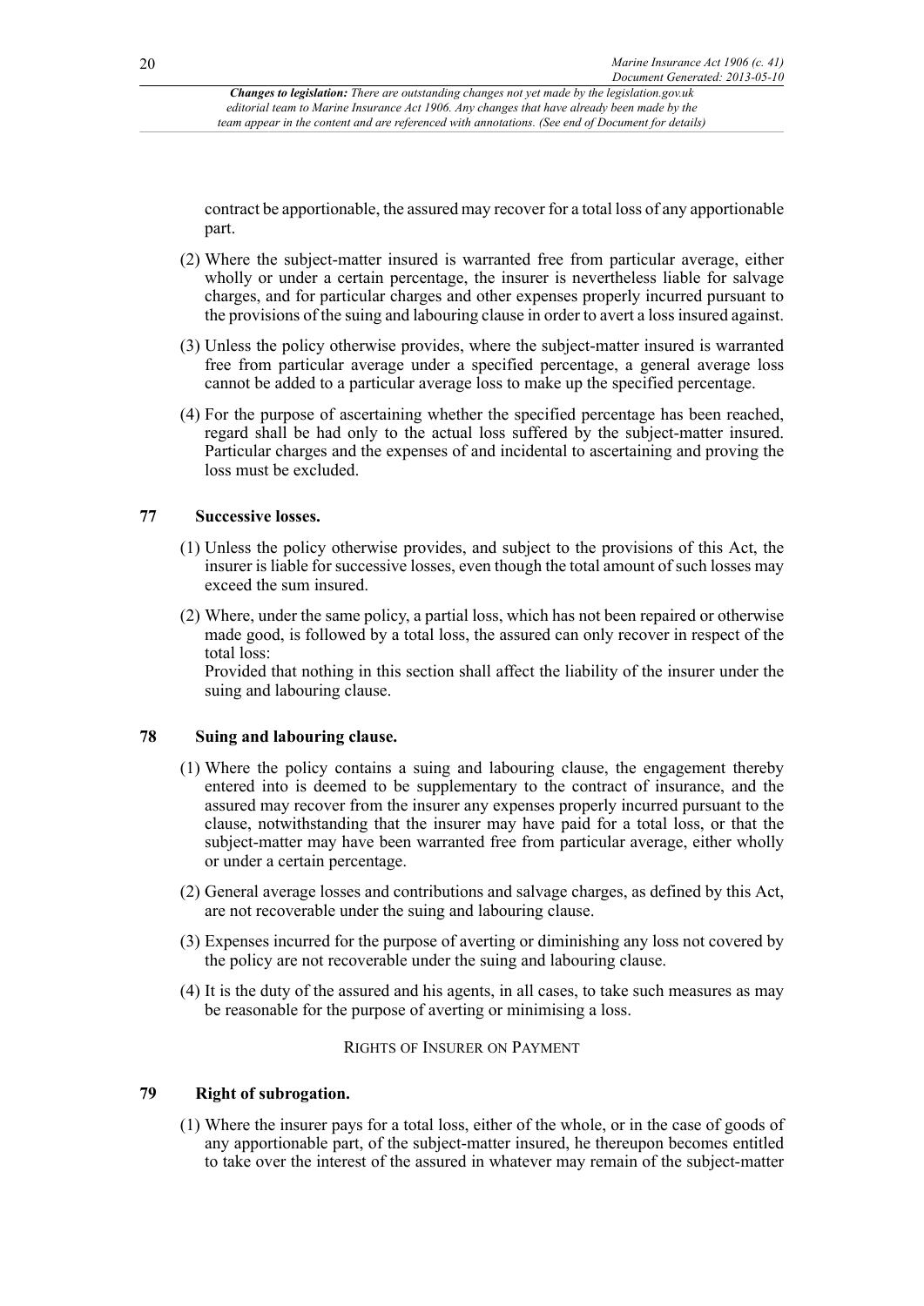contract be apportionable, the assured may recover for a total loss of any apportionable part.

(2) Where the subject-matter insured is warranted free from particular average, either wholly or under a certain percentage, the insurer is nevertheless liable for salvage charges, and for particular charges and other expenses properly incurred pursuant to the provisions of the suing and labouring clause in order to avert a loss insured against.

(3) Unless the policy otherwise provides, where the subject-matter insured is warranted free from particular average under a specified percentage, a general average loss cannot be added to a particular average loss to make up the specified percentage.

(4) For the purpose of ascertaining whether the specified percentage has been reached, regard shall be had only to the actual loss suffered by the subject-matter insured. Particular charges and the expenses of and incidental to ascertaining and proving the loss must be excluded.

## 77 Successive losses.

(1) Unless the policy otherwise provides, and subject to the provisions of this Act, the insurer is liable for successive losses, even though the total amount of such losses may exceed the sum insured.

(2) Where, under the same policy, a partial loss, which has not been repaired or otherwise made good, is followed by a total loss, the assured can only recover in respect of the total loss:
Provided that nothing in this section shall affect the liability of the insurer under the suing and labouring clause.

## 78 Suing and labouring clause.

(1) Where the policy contains a suing and labouring clause, the engagement thereby entered into is deemed to be supplementary to the contract of insurance, and the assured may recover from the insurer any expenses properly incurred pursuant to the clause, notwithstanding that the insurer may have paid for a total loss, or that the subject-matter may have been warranted free from particular average, either wholly or under a certain percentage.

(2) General average losses and contributions and salvage charges, as defined by this Act, are not recoverable under the suing and labouring clause.

(3) Expenses incurred for the purpose of averting or diminishing any loss not covered by the policy are not recoverable under the suing and labouring clause.

(4) It is the duty of the assured and his agents, in all cases, to take such measures as may be reasonable for the purpose of averting or minimising a loss.

### Rights of Insurer on Payment

## 79 Right of subrogation.

(1) Where the insurer pays for a total loss, either of the whole, or in the case of goods of any apportionable part, of the subject-matter insured, he thereupon becomes entitled to take over the interest of the assured in whatever may remain of the subject-matter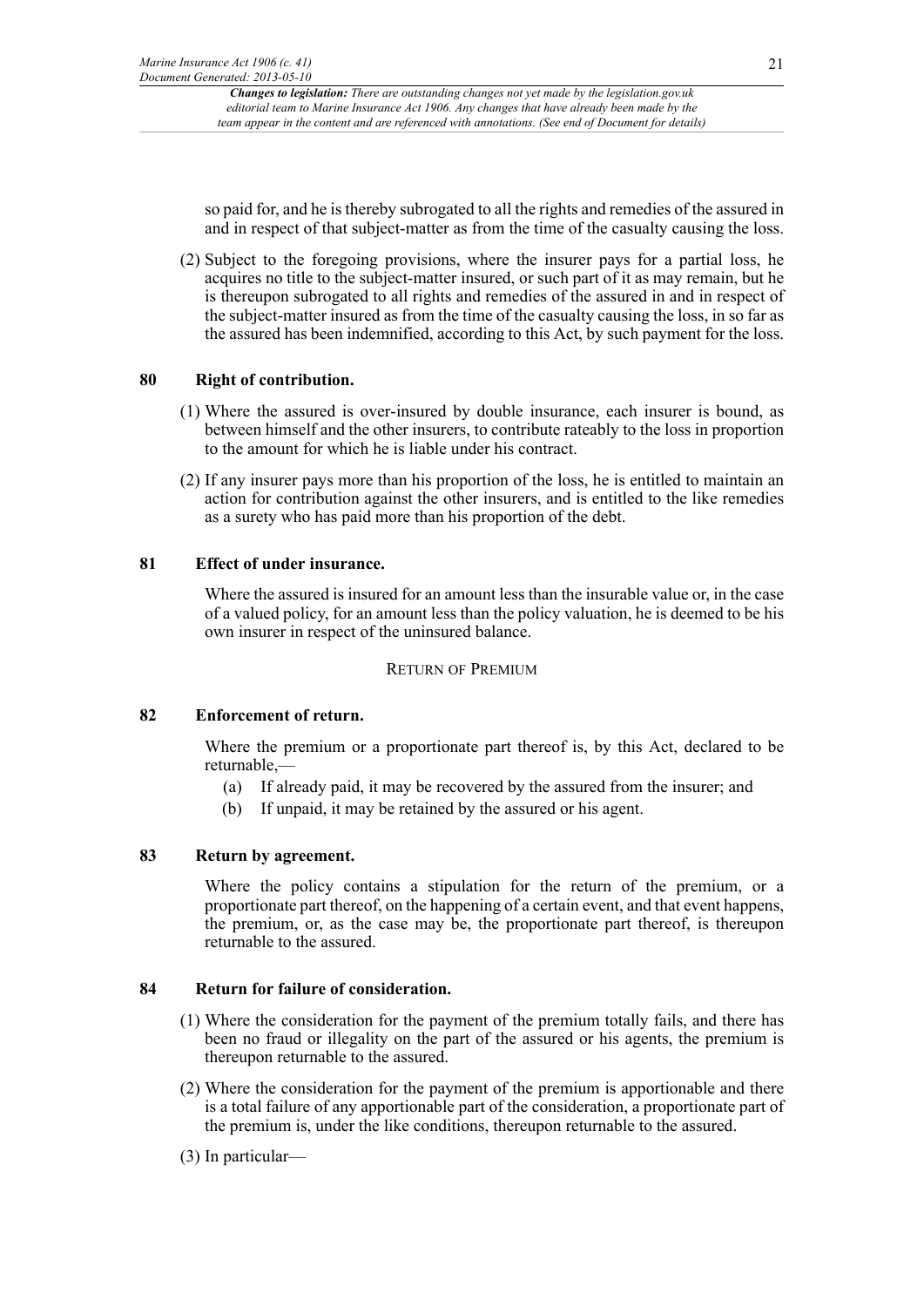so paid for, and he is thereby subrogated to all the rights and remedies of the assured in and in respect of that subject-matter as from the time of the casualty causing the loss.

(2) Subject to the foregoing provisions, where the insurer pays for a partial loss, he acquires no title to the subject-matter insured, or such part of it as may remain, but he is thereupon subrogated to all rights and remedies of the assured in and in respect of the subject-matter insured as from the time of the casualty causing the loss, in so far as the assured has been indemnified, according to this Act, by such payment for the loss.

**80 Right of contribution.**

(1) Where the assured is over-insured by double insurance, each insurer is bound, as between himself and the other insurers, to contribute rateably to the loss in proportion to the amount for which he is liable under his contract.

(2) If any insurer pays more than his proportion of the loss, he is entitled to maintain an action for contribution against the other insurers, and is entitled to the like remedies as a surety who has paid more than his proportion of the debt.

**81 Effect of under insurance.**

Where the assured is insured for an amount less than the insurable value or, in the case of a valued policy, for an amount less than the policy valuation, he is deemed to be his own insurer in respect of the uninsured balance.

RETURN OF PREMIUM

**82 Enforcement of return.**

Where the premium or a proportionate part thereof is, by this Act, declared to be returnable,—

(a) If already paid, it may be recovered by the assured from the insurer; and

(b) If unpaid, it may be retained by the assured or his agent.

**83 Return by agreement.**

Where the policy contains a stipulation for the return of the premium, or a proportionate part thereof, on the happening of a certain event, and that event happens, the premium, or, as the case may be, the proportionate part thereof, is thereupon returnable to the assured.

**84 Return for failure of consideration.**

(1) Where the consideration for the payment of the premium totally fails, and there has been no fraud or illegality on the part of the assured or his agents, the premium is thereupon returnable to the assured.

(2) Where the consideration for the payment of the premium is apportionable and there is a total failure of any apportionable part of the consideration, a proportionate part of the premium is, under the like conditions, thereupon returnable to the assured.

(3) In particular—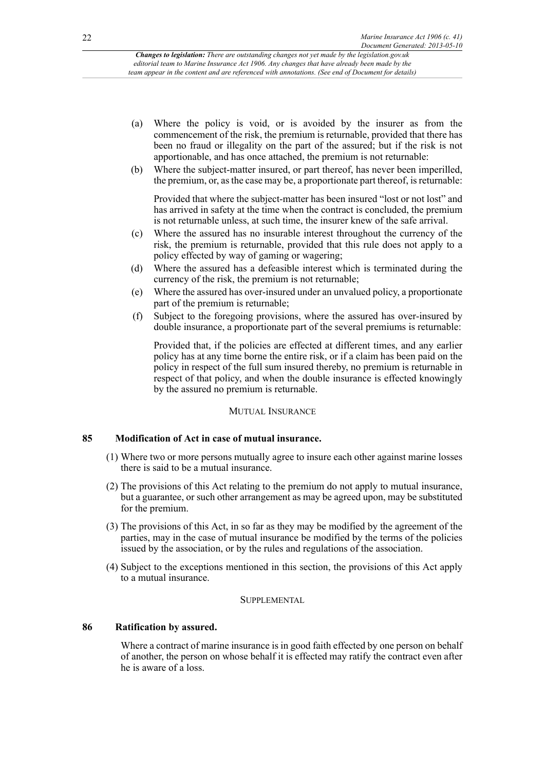(a) Where the policy is void, or is avoided by the insurer as from the commencement of the risk, the premium is returnable, provided that there has been no fraud or illegality on the part of the assured; but if the risk is not apportionable, and has once attached, the premium is not returnable:

(b) Where the subject-matter insured, or part thereof, has never been imperilled, the premium, or, as the case may be, a proportionate part thereof, is returnable:

    Provided that where the subject-matter has been insured "lost or not lost" and has arrived in safety at the time when the contract is concluded, the premium is not returnable unless, at such time, the insurer knew of the safe arrival.

(c) Where the assured has no insurable interest throughout the currency of the risk, the premium is returnable, provided that this rule does not apply to a policy effected by way of gaming or wagering;

(d) Where the assured has a defeasible interest which is terminated during the currency of the risk, the premium is not returnable;

(e) Where the assured has over-insured under an unvalued policy, a proportionate part of the premium is returnable;

(f) Subject to the foregoing provisions, where the assured has over-insured by double insurance, a proportionate part of the several premiums is returnable:

    Provided that, if the policies are effected at different times, and any earlier policy has at any time borne the entire risk, or if a claim has been paid on the policy in respect of the full sum insured thereby, no premium is returnable in respect of that policy, and when the double insurance is effected knowingly by the assured no premium is returnable.

MUTUAL INSURANCE

## 85 Modification of Act in case of mutual insurance.

(1) Where two or more persons mutually agree to insure each other against marine losses there is said to be a mutual insurance.

(2) The provisions of this Act relating to the premium do not apply to mutual insurance, but a guarantee, or such other arrangement as may be agreed upon, may be substituted for the premium.

(3) The provisions of this Act, in so far as they may be modified by the agreement of the parties, may in the case of mutual insurance be modified by the terms of the policies issued by the association, or by the rules and regulations of the association.

(4) Subject to the exceptions mentioned in this section, the provisions of this Act apply to a mutual insurance.

SUPPLEMENTAL

## 86 Ratification by assured.

Where a contract of marine insurance is in good faith effected by one person on behalf of another, the person on whose behalf it is effected may ratify the contract even after he is aware of a loss.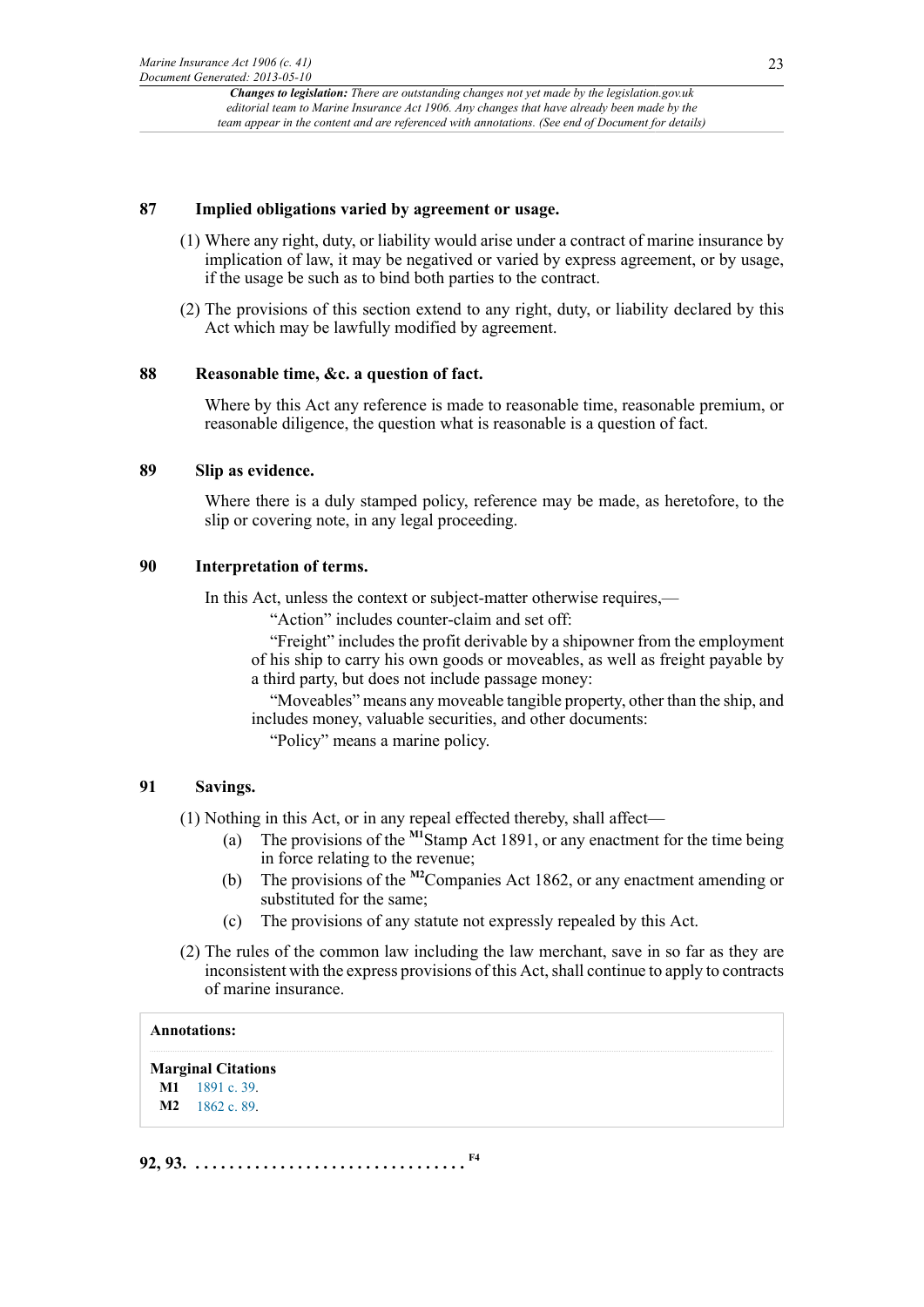### 87 Implied obligations varied by agreement or usage.

(1) Where any right, duty, or liability would arise under a contract of marine insurance by implication of law, it may be negatived or varied by express agreement, or by usage, if the usage be such as to bind both parties to the contract.

(2) The provisions of this section extend to any right, duty, or liability declared by this Act which may be lawfully modified by agreement.

### 88 Reasonable time, &c. a question of fact.

Where by this Act any reference is made to reasonable time, reasonable premium, or reasonable diligence, the question what is reasonable is a question of fact.

### 89 Slip as evidence.

Where there is a duly stamped policy, reference may be made, as heretofore, to the slip or covering note, in any legal proceeding.

### 90 Interpretation of terms.

In this Act, unless the context or subject-matter otherwise requires,—

"Action" includes counter-claim and set off:

"Freight" includes the profit derivable by a shipowner from the employment of his ship to carry his own goods or moveables, as well as freight payable by a third party, but does not include passage money:

"Moveables" means any moveable tangible property, other than the ship, and includes money, valuable securities, and other documents:

"Policy" means a marine policy.

### 91 Savings.

(1) Nothing in this Act, or in any repeal effected thereby, shall affect—

(a) The provisions of the [M1]Stamp Act 1891, or any enactment for the time being in force relating to the revenue;

(b) The provisions of the [M2]Companies Act 1862, or any enactment amending or substituted for the same;

(c) The provisions of any statute not expressly repealed by this Act.

(2) The rules of the common law including the law merchant, save in so far as they are inconsistent with the express provisions of this Act, shall continue to apply to contracts of marine insurance.

**Annotations:**

**Marginal Citations**

**M1** 1891 c. 39.

**M2** 1862 c. 89.

**92, 93. . . . . . . . . . . . . . . . . . . . . . . . . . . . . . . .** [F4]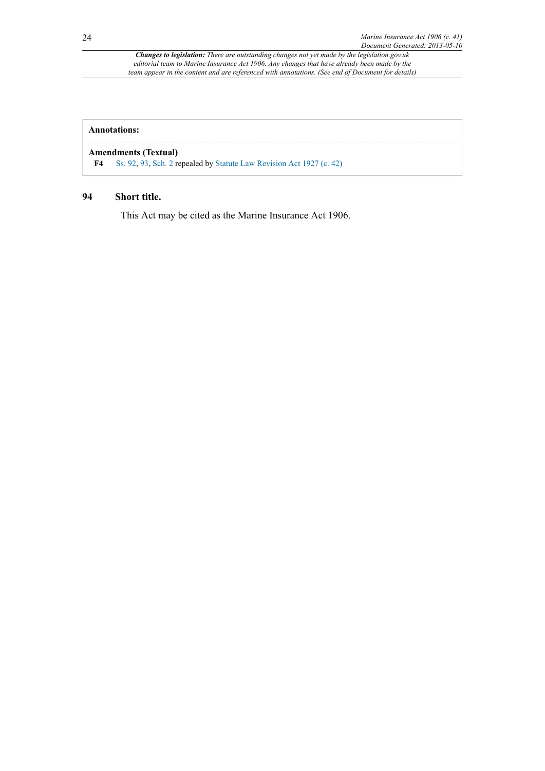*Changes to legislation: There are outstanding changes not yet made by the legislation.gov.uk editorial team to Marine Insurance Act 1906. Any changes that have already been made by the team appear in the content and are referenced with annotations. (See end of Document for details)*

**Annotations:**

**Amendments (Textual)**

**F4** Ss. 92, 93, Sch. 2 repealed by Statute Law Revision Act 1927 (c. 42)

## 94 Short title.

This Act may be cited as the Marine Insurance Act 1906.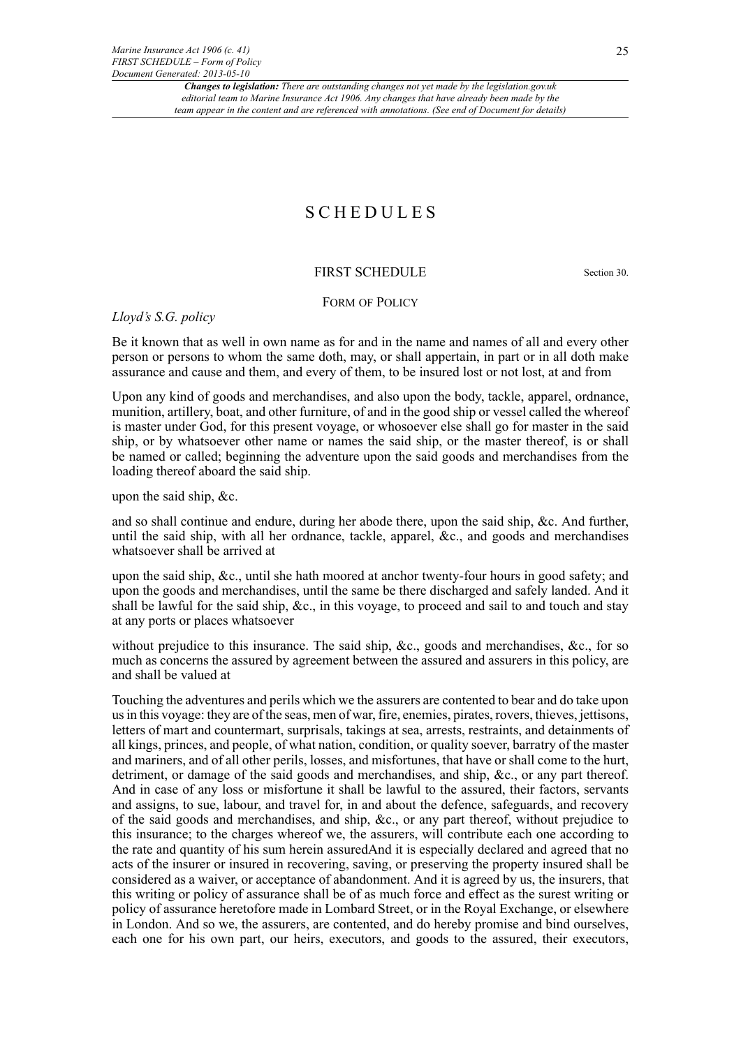# SCHEDULES

## FIRST SCHEDULE

Section 30.

### FORM OF POLICY

*Lloyd's S.G. policy*

Be it known that as well in own name as for and in the name and names of all and every other person or persons to whom the same doth, may, or shall appertain, in part or in all doth make assurance and cause and them, and every of them, to be insured lost or not lost, at and from

Upon any kind of goods and merchandises, and also upon the body, tackle, apparel, ordnance, munition, artillery, boat, and other furniture, of and in the good ship or vessel called the whereof is master under God, for this present voyage, or whosoever else shall go for master in the said ship, or by whatsoever other name or names the said ship, or the master thereof, is or shall be named or called; beginning the adventure upon the said goods and merchandises from the loading thereof aboard the said ship.

upon the said ship, &c.

and so shall continue and endure, during her abode there, upon the said ship, &c. And further, until the said ship, with all her ordnance, tackle, apparel, &c., and goods and merchandises whatsoever shall be arrived at

upon the said ship, &c., until she hath moored at anchor twenty-four hours in good safety; and upon the goods and merchandises, until the same be there discharged and safely landed. And it shall be lawful for the said ship, &c., in this voyage, to proceed and sail to and touch and stay at any ports or places whatsoever

without prejudice to this insurance. The said ship, &c., goods and merchandises, &c., for so much as concerns the assured by agreement between the assured and assurers in this policy, are and shall be valued at

Touching the adventures and perils which we the assurers are contented to bear and do take upon us in this voyage: they are of the seas, men of war, fire, enemies, pirates, rovers, thieves, jettisons, letters of mart and countermart, surprisals, takings at sea, arrests, restraints, and detainments of all kings, princes, and people, of what nation, condition, or quality soever, barratry of the master and mariners, and of all other perils, losses, and misfortunes, that have or shall come to the hurt, detriment, or damage of the said goods and merchandises, and ship, &c., or any part thereof. And in case of any loss or misfortune it shall be lawful to the assured, their factors, servants and assigns, to sue, labour, and travel for, in and about the defence, safeguards, and recovery of the said goods and merchandises, and ship, &c., or any part thereof, without prejudice to this insurance; to the charges whereof we, the assurers, will contribute each one according to the rate and quantity of his sum herein assuredAnd it is especially declared and agreed that no acts of the insurer or insured in recovering, saving, or preserving the property insured shall be considered as a waiver, or acceptance of abandonment. And it is agreed by us, the insurers, that this writing or policy of assurance shall be of as much force and effect as the surest writing or policy of assurance heretofore made in Lombard Street, or in the Royal Exchange, or elsewhere in London. And so we, the assurers, are contented, and do hereby promise and bind ourselves, each one for his own part, our heirs, executors, and goods to the assured, their executors,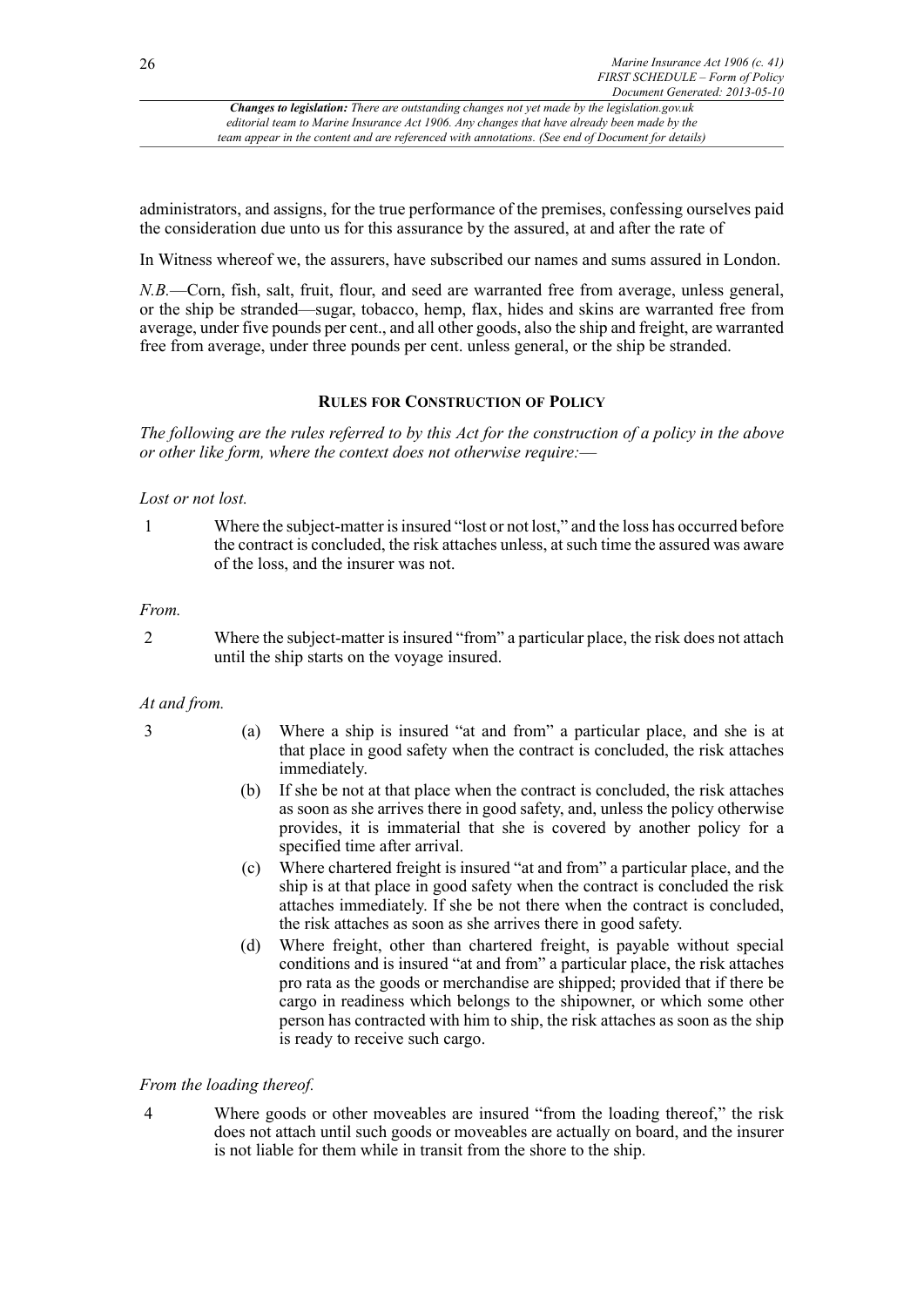administrators, and assigns, for the true performance of the premises, confessing ourselves paid the consideration due unto us for this assurance by the assured, at and after the rate of

In Witness whereof we, the assurers, have subscribed our names and sums assured in London.

*N.B.*—Corn, fish, salt, fruit, flour, and seed are warranted free from average, unless general, or the ship be stranded—sugar, tobacco, hemp, flax, hides and skins are warranted free from average, under five pounds per cent., and all other goods, also the ship and freight, are warranted free from average, under three pounds per cent. unless general, or the ship be stranded.

## Rules for Construction of Policy

*The following are the rules referred to by this Act for the construction of a policy in the above or other like form, where the context does not otherwise require:—*

*Lost or not lost.*

1 Where the subject-matter is insured "lost or not lost," and the loss has occurred before the contract is concluded, the risk attaches unless, at such time the assured was aware of the loss, and the insurer was not.

*From.*

2 Where the subject-matter is insured "from" a particular place, the risk does not attach until the ship starts on the voyage insured.

*At and from.*

3

(a) Where a ship is insured "at and from" a particular place, and she is at that place in good safety when the contract is concluded, the risk attaches immediately.

(b) If she be not at that place when the contract is concluded, the risk attaches as soon as she arrives there in good safety, and, unless the policy otherwise provides, it is immaterial that she is covered by another policy for a specified time after arrival.

(c) Where chartered freight is insured "at and from" a particular place, and the ship is at that place in good safety when the contract is concluded the risk attaches immediately. If she be not there when the contract is concluded, the risk attaches as soon as she arrives there in good safety.

(d) Where freight, other than chartered freight, is payable without special conditions and is insured "at and from" a particular place, the risk attaches pro rata as the goods or merchandise are shipped; provided that if there be cargo in readiness which belongs to the shipowner, or which some other person has contracted with him to ship, the risk attaches as soon as the ship is ready to receive such cargo.

*From the loading thereof.*

4 Where goods or other moveables are insured "from the loading thereof," the risk does not attach until such goods or moveables are actually on board, and the insurer is not liable for them while in transit from the shore to the ship.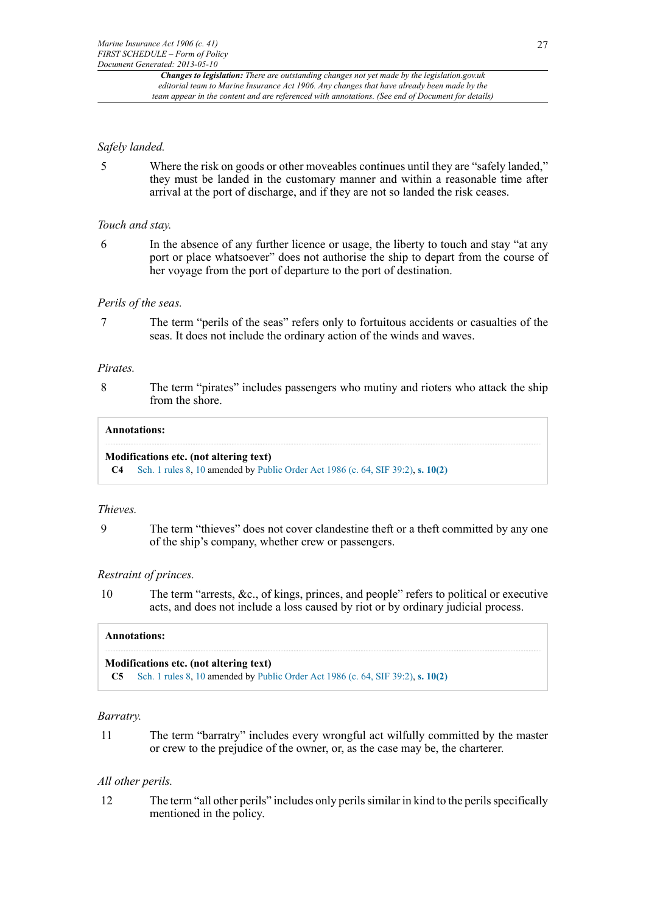*Safely landed.*

5 Where the risk on goods or other moveables continues until they are "safely landed," they must be landed in the customary manner and within a reasonable time after arrival at the port of discharge, and if they are not so landed the risk ceases.

*Touch and stay.*

6 In the absence of any further licence or usage, the liberty to touch and stay "at any port or place whatsoever" does not authorise the ship to depart from the course of her voyage from the port of departure to the port of destination.

*Perils of the seas.*

7 The term "perils of the seas" refers only to fortuitous accidents or casualties of the seas. It does not include the ordinary action of the winds and waves.

*Pirates.*

8 The term "pirates" includes passengers who mutiny and rioters who attack the ship from the shore.

**Annotations:**

**Modifications etc. (not altering text)**

**C4** Sch. 1 rules 8, 10 amended by Public Order Act 1986 (c. 64, SIF 39:2), **s. 10(2)**

*Thieves.*

9 The term "thieves" does not cover clandestine theft or a theft committed by any one of the ship's company, whether crew or passengers.

*Restraint of princes.*

10 The term "arrests, &c., of kings, princes, and people" refers to political or executive acts, and does not include a loss caused by riot or by ordinary judicial process.

**Annotations:**

**Modifications etc. (not altering text)**

**C5** Sch. 1 rules 8, 10 amended by Public Order Act 1986 (c. 64, SIF 39:2), **s. 10(2)**

*Barratry.*

11 The term "barratry" includes every wrongful act wilfully committed by the master or crew to the prejudice of the owner, or, as the case may be, the charterer.

*All other perils.*

12 The term "all other perils" includes only perils similar in kind to the perils specifically mentioned in the policy.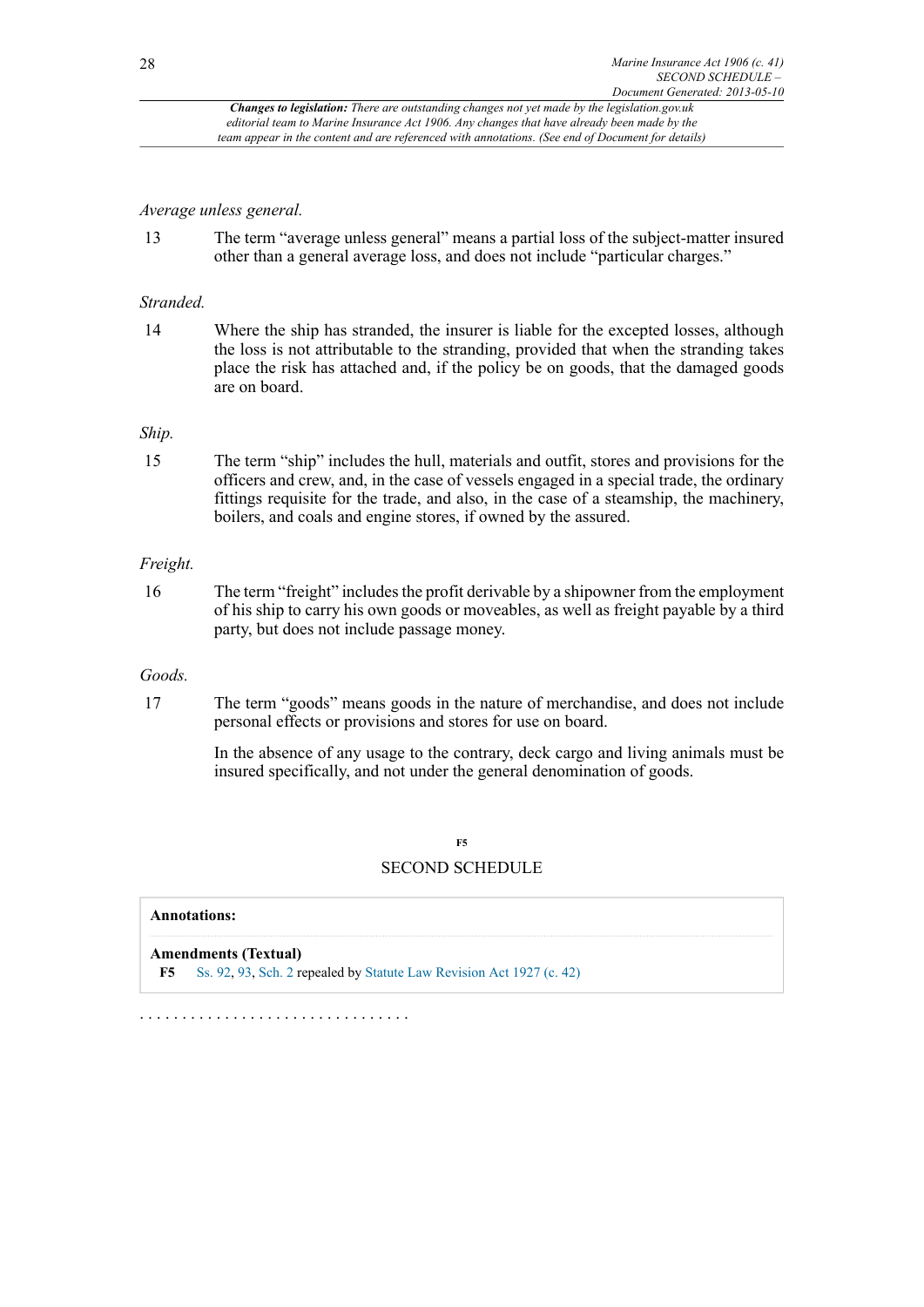*Average unless general.*

13 The term "average unless general" means a partial loss of the subject-matter insured other than a general average loss, and does not include "particular charges."

*Stranded.*

14 Where the ship has stranded, the insurer is liable for the excepted losses, although the loss is not attributable to the stranding, provided that when the stranding takes place the risk has attached and, if the policy be on goods, that the damaged goods are on board.

*Ship.*

15 The term "ship" includes the hull, materials and outfit, stores and provisions for the officers and crew, and, in the case of vessels engaged in a special trade, the ordinary fittings requisite for the trade, and also, in the case of a steamship, the machinery, boilers, and coals and engine stores, if owned by the assured.

*Freight.*

16 The term "freight" includes the profit derivable by a shipowner from the employment of his ship to carry his own goods or moveables, as well as freight payable by a third party, but does not include passage money.

*Goods.*

17 The term "goods" means goods in the nature of merchandise, and does not include personal effects or provisions and stores for use on board.

In the absence of any usage to the contrary, deck cargo and living animals must be insured specifically, and not under the general denomination of goods.

F5

## SECOND SCHEDULE

**Annotations:**

**Amendments (Textual)**

**F5** Ss. 92, 93, Sch. 2 repealed by Statute Law Revision Act 1927 (c. 42)

. . . . . . . . . . . . . . . . . . . . . . . . . . . . . . .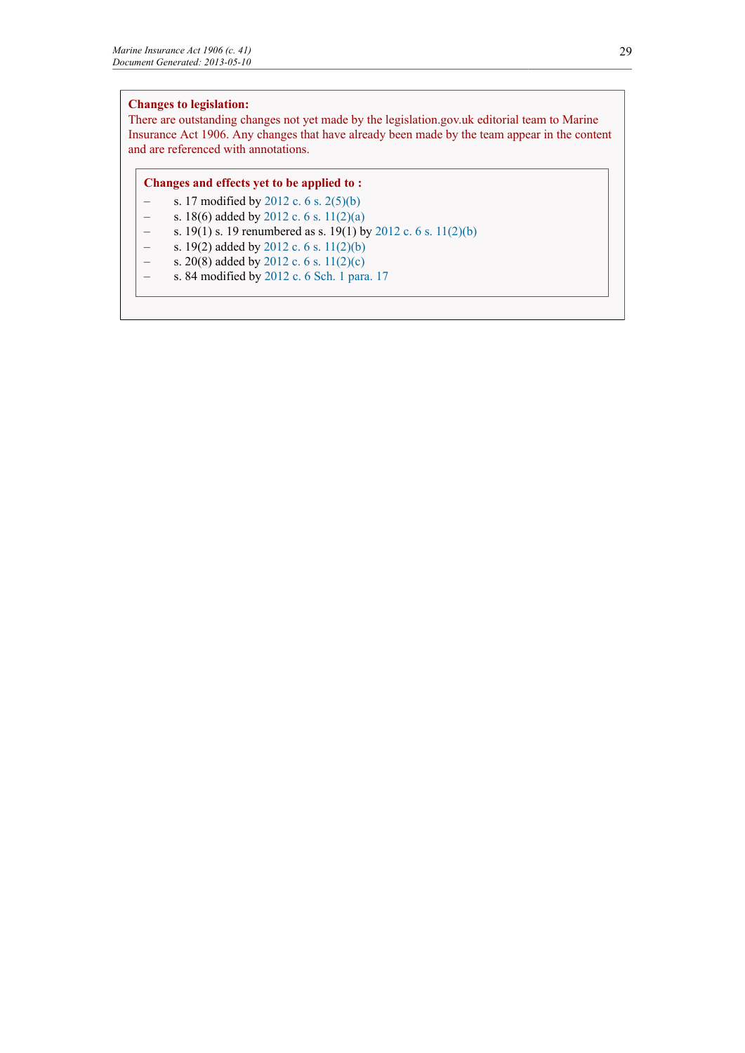**Changes to legislation:**
There are outstanding changes not yet made by the legislation.gov.uk editorial team to Marine Insurance Act 1906. Any changes that have already been made by the team appear in the content and are referenced with annotations.

**Changes and effects yet to be applied to :**

- s. 17 modified by 2012 c. 6 s. 2(5)(b)
- s. 18(6) added by 2012 c. 6 s. 11(2)(a)
- s. 19(1) s. 19 renumbered as s. 19(1) by 2012 c. 6 s. 11(2)(b)
- s. 19(2) added by 2012 c. 6 s. 11(2)(b)
- s. 20(8) added by 2012 c. 6 s. 11(2)(c)
- s. 84 modified by 2012 c. 6 Sch. 1 para. 17